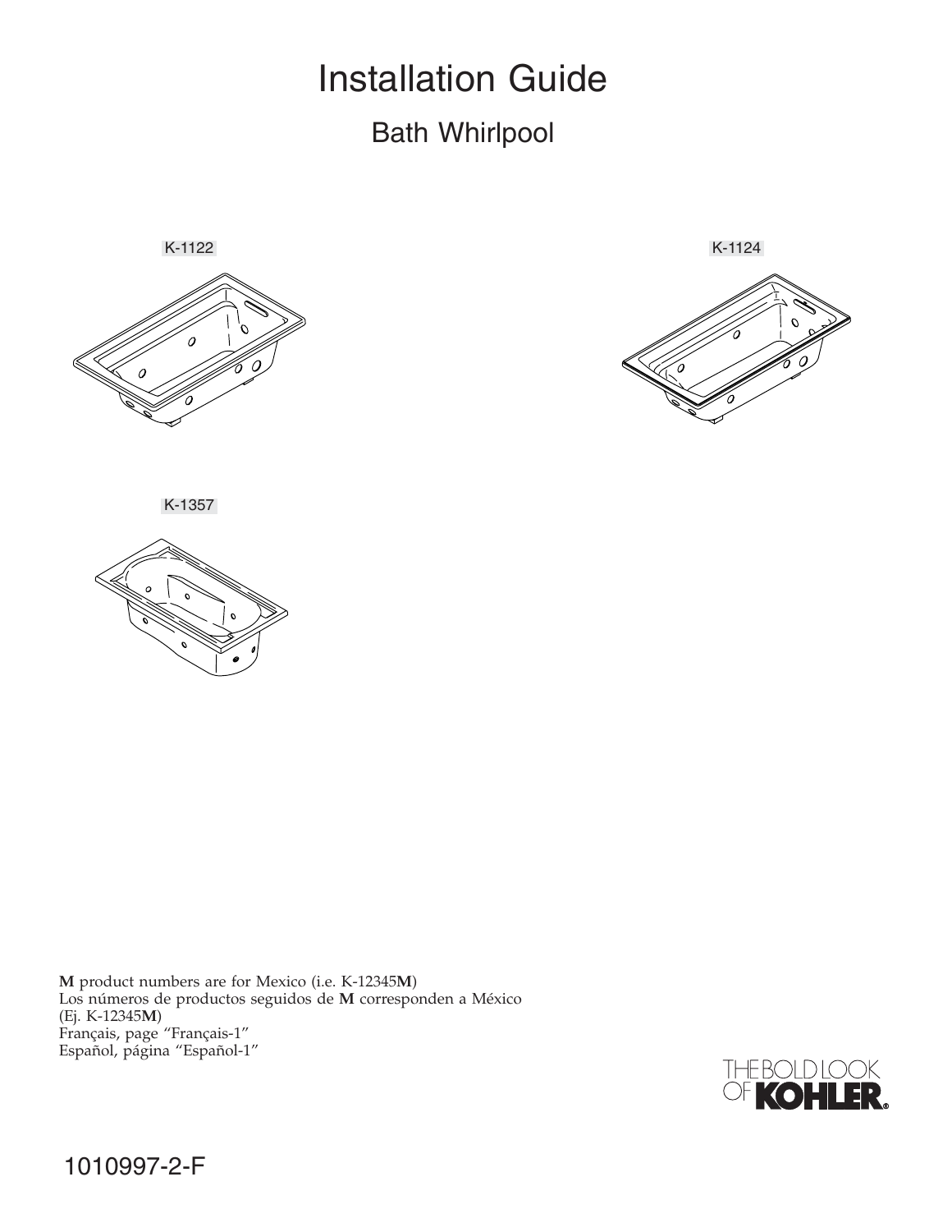# Installation Guide

## Bath Whirlpool

K-1122

K-1124

K-1357

**M** product numbers are for Mexico (i.e. K-12345**M**)
Los números de productos seguidos de **M** corresponden a México (Ej. K-12345**M**)
Français, page "Français-1"
Español, página "Español-1"

THE BOLD LOOK OF **KOHLER**.

1010997-2-F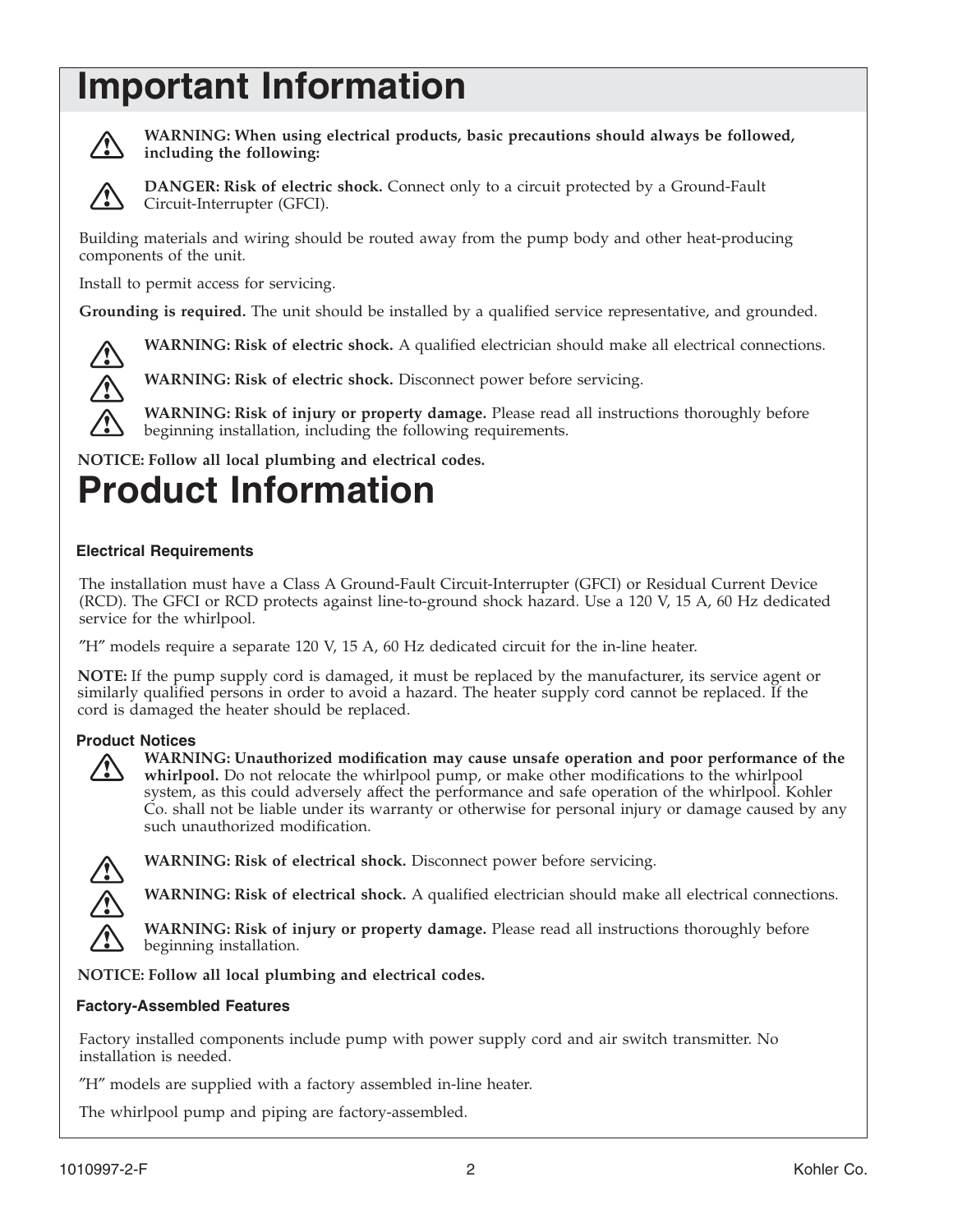# Important Information

**WARNING: When using electrical products, basic precautions should always be followed, including the following:**

**DANGER: Risk of electric shock.** Connect only to a circuit protected by a Ground-Fault Circuit-Interrupter (GFCI).

Building materials and wiring should be routed away from the pump body and other heat-producing components of the unit.

Install to permit access for servicing.

**Grounding is required.** The unit should be installed by a qualified service representative, and grounded.

**WARNING: Risk of electric shock.** A qualified electrician should make all electrical connections.

**WARNING: Risk of electric shock.** Disconnect power before servicing.

**WARNING: Risk of injury or property damage.** Please read all instructions thoroughly before beginning installation, including the following requirements.

**NOTICE: Follow all local plumbing and electrical codes.**

# Product Information

### Electrical Requirements

The installation must have a Class A Ground-Fault Circuit-Interrupter (GFCI) or Residual Current Device (RCD). The GFCI or RCD protects against line-to-ground shock hazard. Use a 120 V, 15 A, 60 Hz dedicated service for the whirlpool.

"H" models require a separate 120 V, 15 A, 60 Hz dedicated circuit for the in-line heater.

**NOTE:** If the pump supply cord is damaged, it must be replaced by the manufacturer, its service agent or similarly qualified persons in order to avoid a hazard. The heater supply cord cannot be replaced. If the cord is damaged the heater should be replaced.

### Product Notices

**WARNING: Unauthorized modification may cause unsafe operation and poor performance of the whirlpool.** Do not relocate the whirlpool pump, or make other modifications to the whirlpool system, as this could adversely affect the performance and safe operation of the whirlpool. Kohler Co. shall not be liable under its warranty or otherwise for personal injury or damage caused by any such unauthorized modification.

**WARNING: Risk of electrical shock.** Disconnect power before servicing.

**WARNING: Risk of electrical shock.** A qualified electrician should make all electrical connections.

**WARNING: Risk of injury or property damage.** Please read all instructions thoroughly before beginning installation.

**NOTICE: Follow all local plumbing and electrical codes.**

### Factory-Assembled Features

Factory installed components include pump with power supply cord and air switch transmitter. No installation is needed.

"H" models are supplied with a factory assembled in-line heater.

The whirlpool pump and piping are factory-assembled.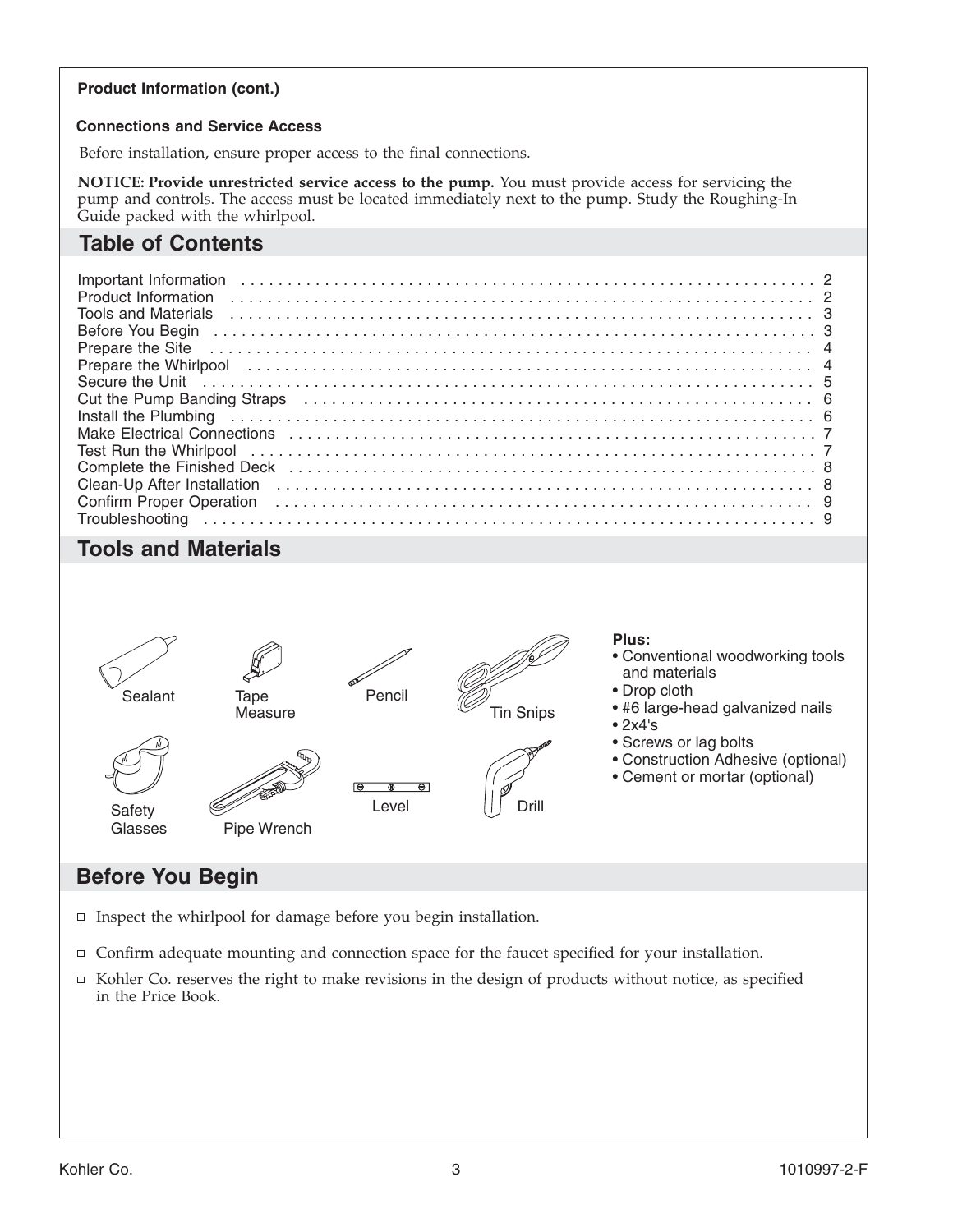**Product Information (cont.)**

**Connections and Service Access**

Before installation, ensure proper access to the final connections.

**NOTICE: Provide unrestricted service access to the pump.** You must provide access for servicing the pump and controls. The access must be located immediately next to the pump. Study the Roughing-In Guide packed with the whirlpool.

## Table of Contents

| | |
|---|---|
| Important Information | 2 |
| Product Information | 2 |
| Tools and Materials | 3 |
| Before You Begin | 3 |
| Prepare the Site | 4 |
| Prepare the Whirlpool | 4 |
| Secure the Unit | 5 |
| Cut the Pump Banding Straps | 6 |
| Install the Plumbing | 6 |
| Make Electrical Connections | 7 |
| Test Run the Whirlpool | 7 |
| Complete the Finished Deck | 8 |
| Clean-Up After Installation | 8 |
| Confirm Proper Operation | 9 |
| Troubleshooting | 9 |

## Tools and Materials

Sealant

Tape Measure

Pencil

Tin Snips

Safety Glasses

Pipe Wrench

Level

Drill

**Plus:**

- Conventional woodworking tools and materials
- Drop cloth
- #6 large-head galvanized nails
- 2x4's
- Screws or lag bolts
- Construction Adhesive (optional)
- Cement or mortar (optional)

## Before You Begin

- Inspect the whirlpool for damage before you begin installation.
- Confirm adequate mounting and connection space for the faucet specified for your installation.
- Kohler Co. reserves the right to make revisions in the design of products without notice, as specified in the Price Book.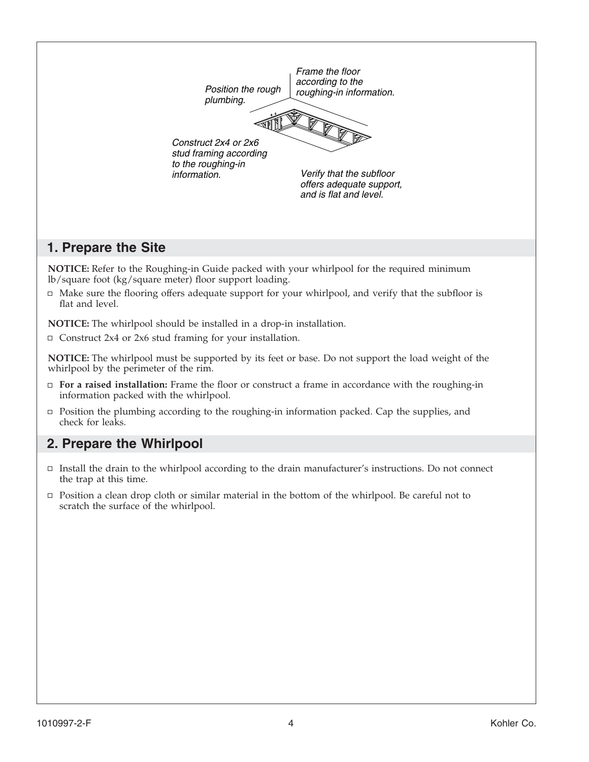*Position the rough plumbing.*

*Frame the floor according to the roughing-in information.*

*Construct 2x4 or 2x6 stud framing according to the roughing-in information.*

*Verify that the subfloor offers adequate support, and is flat and level.*

## 1. Prepare the Site

**NOTICE:** Refer to the Roughing-in Guide packed with your whirlpool for the required minimum lb/square foot (kg/square meter) floor support loading.

- Make sure the flooring offers adequate support for your whirlpool, and verify that the subfloor is flat and level.

**NOTICE:** The whirlpool should be installed in a drop-in installation.

- Construct 2x4 or 2x6 stud framing for your installation.

**NOTICE:** The whirlpool must be supported by its feet or base. Do not support the load weight of the whirlpool by the perimeter of the rim.

- **For a raised installation:** Frame the floor or construct a frame in accordance with the roughing-in information packed with the whirlpool.
- Position the plumbing according to the roughing-in information packed. Cap the supplies, and check for leaks.

## 2. Prepare the Whirlpool

- Install the drain to the whirlpool according to the drain manufacturer's instructions. Do not connect the trap at this time.
- Position a clean drop cloth or similar material in the bottom of the whirlpool. Be careful not to scratch the surface of the whirlpool.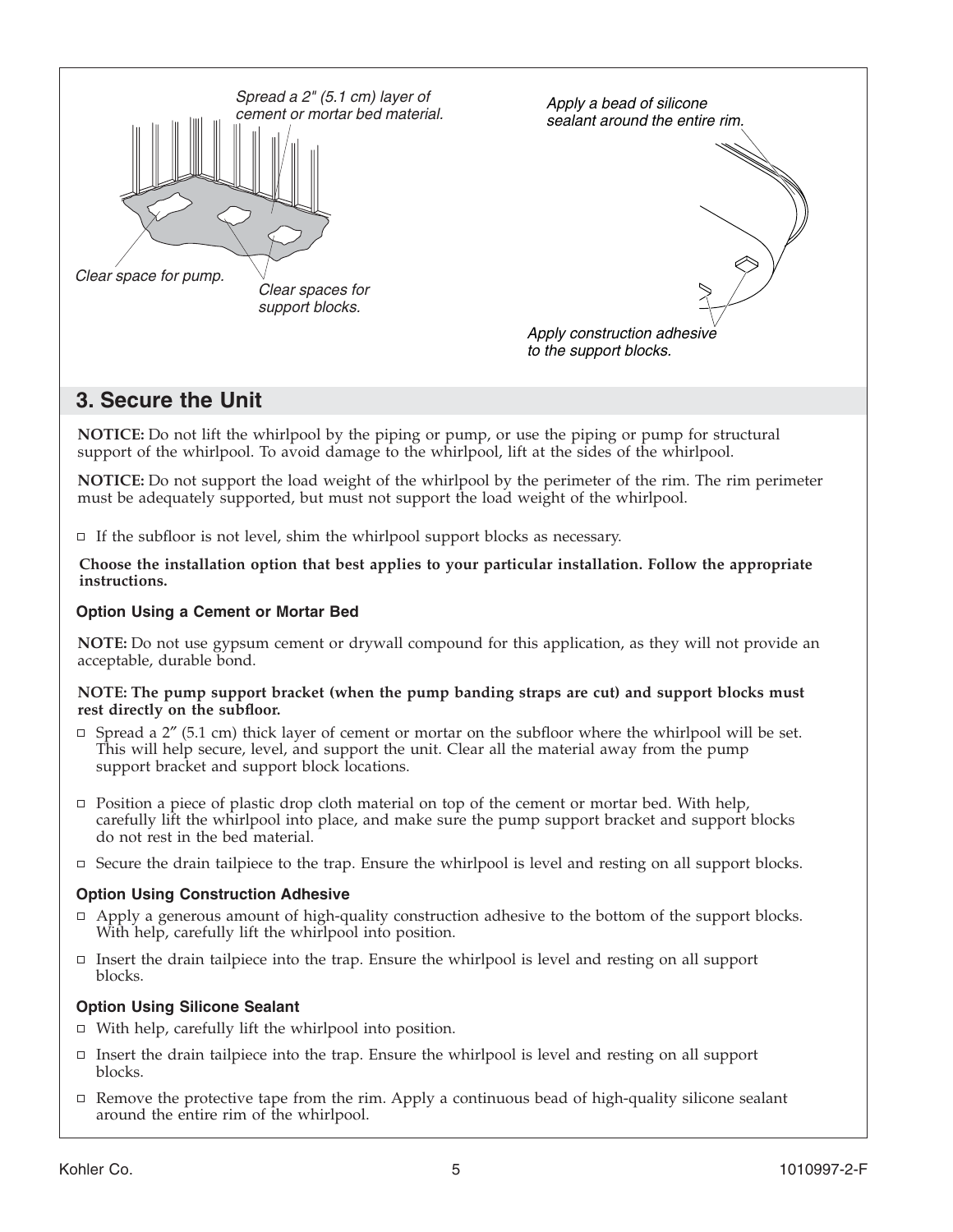Spread a 2" (5.1 cm) layer of cement or mortar bed material.

Clear space for pump.

Clear spaces for support blocks.

Apply a bead of silicone sealant around the entire rim.

Apply construction adhesive to the support blocks.

## 3. Secure the Unit

**NOTICE:** Do not lift the whirlpool by the piping or pump, or use the piping or pump for structural support of the whirlpool. To avoid damage to the whirlpool, lift at the sides of the whirlpool.

**NOTICE:** Do not support the load weight of the whirlpool by the perimeter of the rim. The rim perimeter must be adequately supported, but must not support the load weight of the whirlpool.

- If the subfloor is not level, shim the whirlpool support blocks as necessary.

**Choose the installation option that best applies to your particular installation. Follow the appropriate instructions.**

### Option Using a Cement or Mortar Bed

**NOTE:** Do not use gypsum cement or drywall compound for this application, as they will not provide an acceptable, durable bond.

**NOTE: The pump support bracket (when the pump banding straps are cut) and support blocks must rest directly on the subfloor.**

- Spread a 2″ (5.1 cm) thick layer of cement or mortar on the subfloor where the whirlpool will be set. This will help secure, level, and support the unit. Clear all the material away from the pump support bracket and support block locations.
- Position a piece of plastic drop cloth material on top of the cement or mortar bed. With help, carefully lift the whirlpool into place, and make sure the pump support bracket and support blocks do not rest in the bed material.
- Secure the drain tailpiece to the trap. Ensure the whirlpool is level and resting on all support blocks.

### Option Using Construction Adhesive

- Apply a generous amount of high-quality construction adhesive to the bottom of the support blocks. With help, carefully lift the whirlpool into position.
- Insert the drain tailpiece into the trap. Ensure the whirlpool is level and resting on all support blocks.

### Option Using Silicone Sealant

- With help, carefully lift the whirlpool into position.
- Insert the drain tailpiece into the trap. Ensure the whirlpool is level and resting on all support blocks.
- Remove the protective tape from the rim. Apply a continuous bead of high-quality silicone sealant around the entire rim of the whirlpool.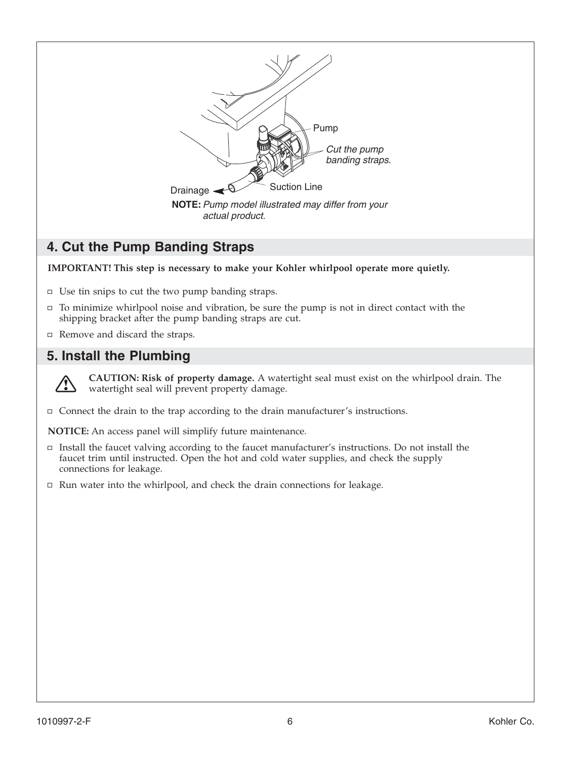Pump

*Cut the pump banding straps.*

Drainage

Suction Line

**NOTE:** *Pump model illustrated may differ from your actual product.*

## 4. Cut the Pump Banding Straps

**IMPORTANT! This step is necessary to make your Kohler whirlpool operate more quietly.**

- Use tin snips to cut the two pump banding straps.
- To minimize whirlpool noise and vibration, be sure the pump is not in direct contact with the shipping bracket after the pump banding straps are cut.
- Remove and discard the straps.

## 5. Install the Plumbing

**CAUTION: Risk of property damage.** A watertight seal must exist on the whirlpool drain. The watertight seal will prevent property damage.

- Connect the drain to the trap according to the drain manufacturer's instructions.

**NOTICE:** An access panel will simplify future maintenance.

- Install the faucet valving according to the faucet manufacturer's instructions. Do not install the faucet trim until instructed. Open the hot and cold water supplies, and check the supply connections for leakage.
- Run water into the whirlpool, and check the drain connections for leakage.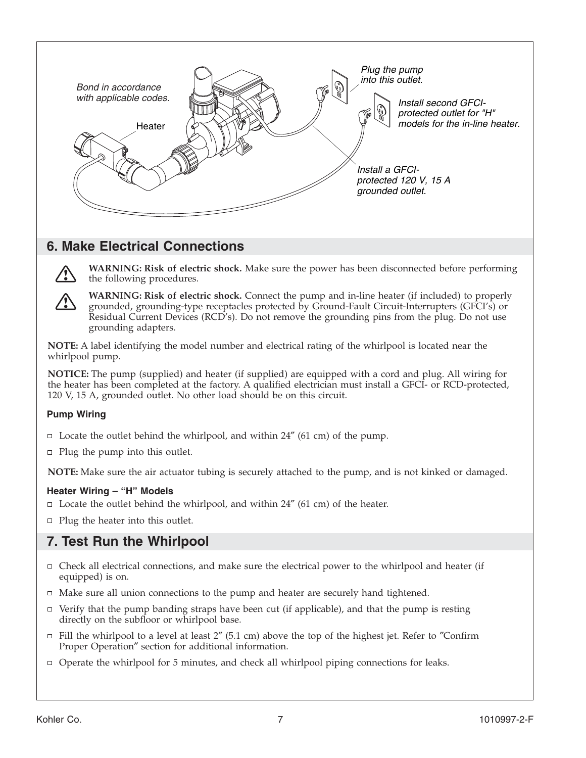*Bond in accordance with applicable codes.*

Heater

*Plug the pump into this outlet.*

*Install second GFCI-protected outlet for "H" models for the in-line heater.*

*Install a GFCI-protected 120 V, 15 A grounded outlet.*

## 6. Make Electrical Connections

**WARNING: Risk of electric shock.** Make sure the power has been disconnected before performing the following procedures.

**WARNING: Risk of electric shock.** Connect the pump and in-line heater (if included) to properly grounded, grounding-type receptacles protected by Ground-Fault Circuit-Interrupters (GFCI's) or Residual Current Devices (RCD's). Do not remove the grounding pins from the plug. Do not use grounding adapters.

**NOTE:** A label identifying the model number and electrical rating of the whirlpool is located near the whirlpool pump.

**NOTICE:** The pump (supplied) and heater (if supplied) are equipped with a cord and plug. All wiring for the heater has been completed at the factory. A qualified electrician must install a GFCI- or RCD-protected, 120 V, 15 A, grounded outlet. No other load should be on this circuit.

### Pump Wiring

- Locate the outlet behind the whirlpool, and within 24″ (61 cm) of the pump.
- Plug the pump into this outlet.

**NOTE:** Make sure the air actuator tubing is securely attached to the pump, and is not kinked or damaged.

### Heater Wiring – "H" Models

- Locate the outlet behind the whirlpool, and within 24″ (61 cm) of the heater.
- Plug the heater into this outlet.

## 7. Test Run the Whirlpool

- Check all electrical connections, and make sure the electrical power to the whirlpool and heater (if equipped) is on.
- Make sure all union connections to the pump and heater are securely hand tightened.
- Verify that the pump banding straps have been cut (if applicable), and that the pump is resting directly on the subfloor or whirlpool base.
- Fill the whirlpool to a level at least 2″ (5.1 cm) above the top of the highest jet. Refer to ″Confirm Proper Operation″ section for additional information.
- Operate the whirlpool for 5 minutes, and check all whirlpool piping connections for leaks.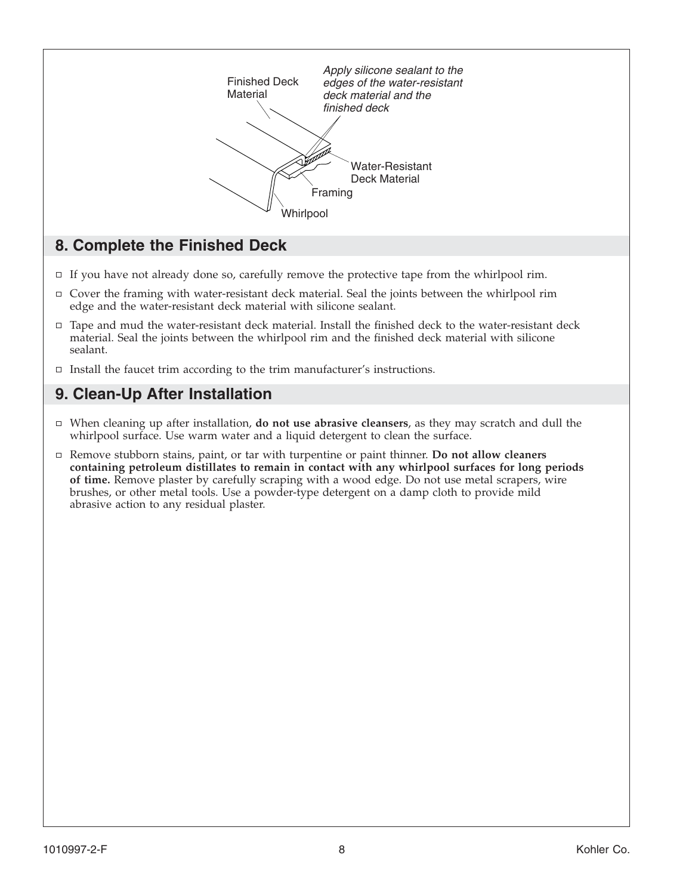Finished Deck Material

*Apply silicone sealant to the edges of the water-resistant deck material and the finished deck*

Water-Resistant Deck Material

Framing

Whirlpool

## 8. Complete the Finished Deck

- If you have not already done so, carefully remove the protective tape from the whirlpool rim.
- Cover the framing with water-resistant deck material. Seal the joints between the whirlpool rim edge and the water-resistant deck material with silicone sealant.
- Tape and mud the water-resistant deck material. Install the finished deck to the water-resistant deck material. Seal the joints between the whirlpool rim and the finished deck material with silicone sealant.
- Install the faucet trim according to the trim manufacturer's instructions.

## 9. Clean-Up After Installation

- When cleaning up after installation, **do not use abrasive cleansers**, as they may scratch and dull the whirlpool surface. Use warm water and a liquid detergent to clean the surface.
- Remove stubborn stains, paint, or tar with turpentine or paint thinner. **Do not allow cleaners containing petroleum distillates to remain in contact with any whirlpool surfaces for long periods of time.** Remove plaster by carefully scraping with a wood edge. Do not use metal scrapers, wire brushes, or other metal tools. Use a powder-type detergent on a damp cloth to provide mild abrasive action to any residual plaster.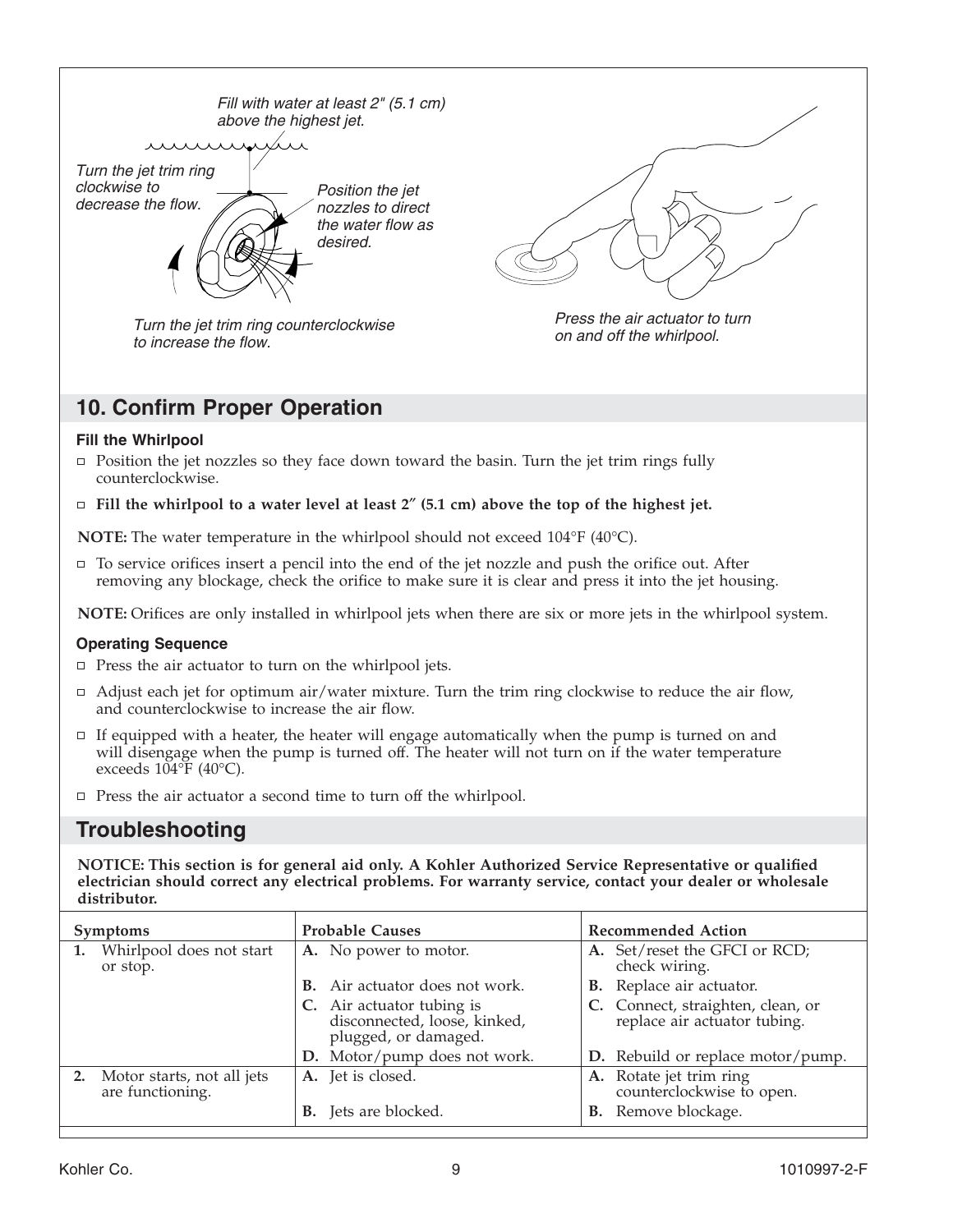Fill with water at least 2" (5.1 cm) above the highest jet.

Turn the jet trim ring clockwise to decrease the flow.

Position the jet nozzles to direct the water flow as desired.

Turn the jet trim ring counterclockwise to increase the flow.

Press the air actuator to turn on and off the whirlpool.

## 10. Confirm Proper Operation

### Fill the Whirlpool

- Position the jet nozzles so they face down toward the basin. Turn the jet trim rings fully counterclockwise.
- **Fill the whirlpool to a water level at least 2" (5.1 cm) above the top of the highest jet.**

**NOTE:** The water temperature in the whirlpool should not exceed 104°F (40°C).

- To service orifices insert a pencil into the end of the jet nozzle and push the orifice out. After removing any blockage, check the orifice to make sure it is clear and press it into the jet housing.

**NOTE:** Orifices are only installed in whirlpool jets when there are six or more jets in the whirlpool system.

### Operating Sequence

- Press the air actuator to turn on the whirlpool jets.
- Adjust each jet for optimum air/water mixture. Turn the trim ring clockwise to reduce the air flow, and counterclockwise to increase the air flow.
- If equipped with a heater, the heater will engage automatically when the pump is turned on and will disengage when the pump is turned off. The heater will not turn on if the water temperature exceeds 104°F (40°C).
- Press the air actuator a second time to turn off the whirlpool.

## Troubleshooting

**NOTICE: This section is for general aid only. A Kohler Authorized Service Representative or qualified electrician should correct any electrical problems. For warranty service, contact your dealer or wholesale distributor.**

| Symptoms | Probable Causes | Recommended Action |
|---|---|---|
| **1.** Whirlpool does not start or stop. | **A.** No power to motor. | **A.** Set/reset the GFCI or RCD; check wiring. |
| | **B.** Air actuator does not work. | **B.** Replace air actuator. |
| | **C.** Air actuator tubing is disconnected, loose, kinked, plugged, or damaged. | **C.** Connect, straighten, clean, or replace air actuator tubing. |
| | **D.** Motor/pump does not work. | **D.** Rebuild or replace motor/pump. |
| **2.** Motor starts, not all jets are functioning. | **A.** Jet is closed. | **A.** Rotate jet trim ring counterclockwise to open. |
| | **B.** Jets are blocked. | **B.** Remove blockage. |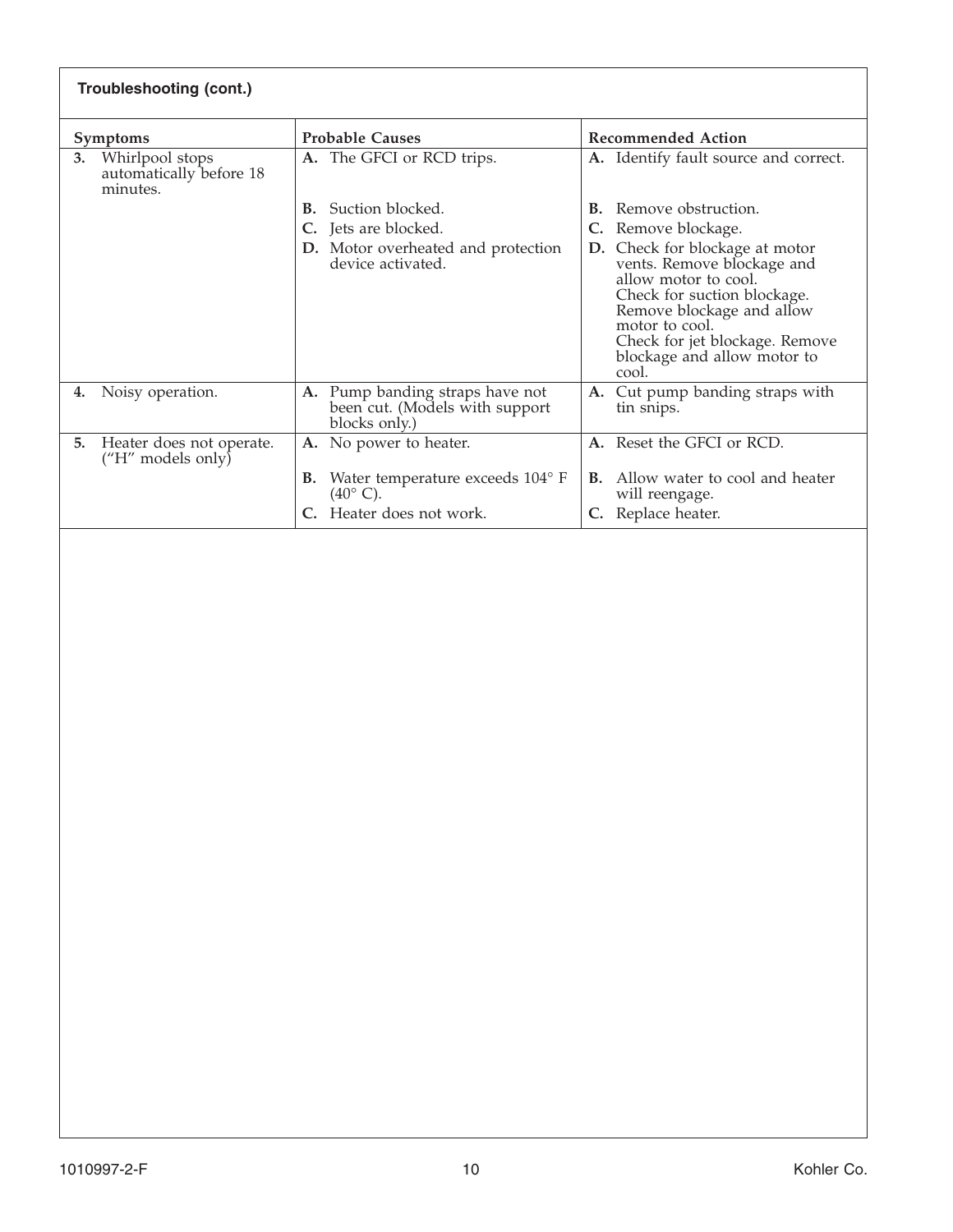**Troubleshooting (cont.)**

| Symptoms | Probable Causes | Recommended Action |
|---|---|---|
| **3.** Whirlpool stops automatically before 18 minutes. | **A.** The GFCI or RCD trips. | **A.** Identify fault source and correct. |
| | **B.** Suction blocked. | **B.** Remove obstruction. |
| | **C.** Jets are blocked. | **C.** Remove blockage. |
| | **D.** Motor overheated and protection device activated. | **D.** Check for blockage at motor vents. Remove blockage and allow motor to cool. Check for suction blockage. Remove blockage and allow motor to cool. Check for jet blockage. Remove blockage and allow motor to cool. |
| **4.** Noisy operation. | **A.** Pump banding straps have not been cut. (Models with support blocks only.) | **A.** Cut pump banding straps with tin snips. |
| **5.** Heater does not operate. ("H" models only) | **A.** No power to heater. | **A.** Reset the GFCI or RCD. |
| | **B.** Water temperature exceeds 104° F (40° C). | **B.** Allow water to cool and heater will reengage. |
| | **C.** Heater does not work. | **C.** Replace heater. |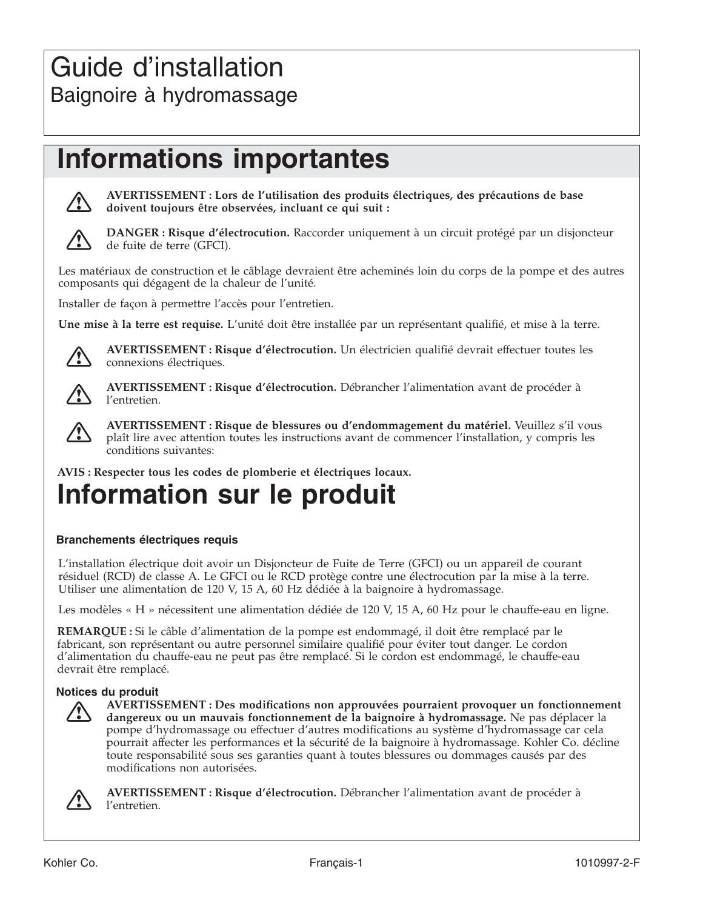# Guide d'installation

Baignoire à hydromassage

## Informations importantes

**AVERTISSEMENT : Lors de l'utilisation des produits électriques, des précautions de base doivent toujours être observées, incluant ce qui suit :**

**DANGER : Risque d'électrocution.** Raccorder uniquement à un circuit protégé par un disjoncteur de fuite de terre (GFCI).

Les matériaux de construction et le câblage devraient être acheminés loin du corps de la pompe et des autres composants qui dégagent de la chaleur de l'unité.

Installer de façon à permettre l'accès pour l'entretien.

**Une mise à la terre est requise.** L'unité doit être installée par un représentant qualifié, et mise à la terre.

**AVERTISSEMENT : Risque d'électrocution.** Un électricien qualifié devrait effectuer toutes les connexions électriques.

**AVERTISSEMENT : Risque d'électrocution.** Débrancher l'alimentation avant de procéder à l'entretien.

**AVERTISSEMENT : Risque de blessures ou d'endommagement du matériel.** Veuillez s'il vous plaît lire avec attention toutes les instructions avant de commencer l'installation, y compris les conditions suivantes:

**AVIS : Respecter tous les codes de plomberie et électriques locaux.**

## Information sur le produit

### Branchements électriques requis

L'installation électrique doit avoir un Disjoncteur de Fuite de Terre (GFCI) ou un appareil de courant résiduel (RCD) de classe A. Le GFCI ou le RCD protège contre une électrocution par la mise à la terre. Utiliser une alimentation de 120 V, 15 A, 60 Hz dédiée à la baignoire à hydromassage.

Les modèles « H » nécessitent une alimentation dédiée de 120 V, 15 A, 60 Hz pour le chauffe-eau en ligne.

**REMARQUE :** Si le câble d'alimentation de la pompe est endommagé, il doit être remplacé par le fabricant, son représentant ou autre personnel similaire qualifié pour éviter tout danger. Le cordon d'alimentation du chauffe-eau ne peut pas être remplacé. Si le cordon est endommagé, le chauffe-eau devrait être remplacé.

### Notices du produit

**AVERTISSEMENT : Des modifications non approuvées pourraient provoquer un fonctionnement dangereux ou un mauvais fonctionnement de la baignoire à hydromassage.** Ne pas déplacer la pompe d'hydromassage ou effectuer d'autres modifications au système d'hydromassage car cela pourrait affecter les performances et la sécurité de la baignoire à hydromassage. Kohler Co. décline toute responsabilité sous ses garanties quant à toutes blessures ou dommages causés par des modifications non autorisées.

**AVERTISSEMENT : Risque d'électrocution.** Débrancher l'alimentation avant de procéder à l'entretien.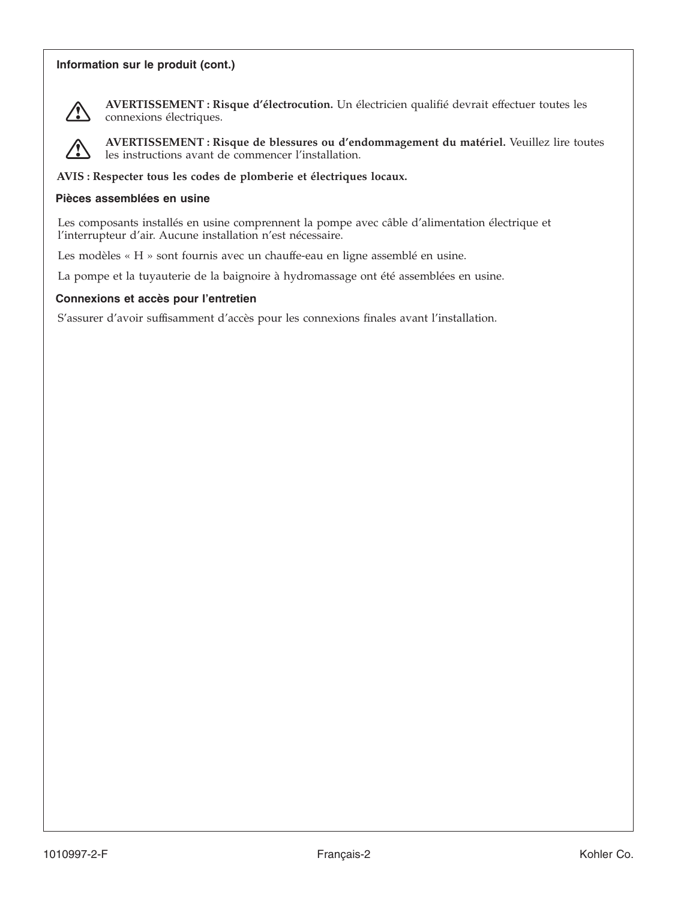## Information sur le produit (cont.)

⚠ **AVERTISSEMENT : Risque d'électrocution.** Un électricien qualifié devrait effectuer toutes les connexions électriques.

⚠ **AVERTISSEMENT : Risque de blessures ou d'endommagement du matériel.** Veuillez lire toutes les instructions avant de commencer l'installation.

**AVIS : Respecter tous les codes de plomberie et électriques locaux.**

### Pièces assemblées en usine

Les composants installés en usine comprennent la pompe avec câble d'alimentation électrique et l'interrupteur d'air. Aucune installation n'est nécessaire.

Les modèles « H » sont fournis avec un chauffe-eau en ligne assemblé en usine.

La pompe et la tuyauterie de la baignoire à hydromassage ont été assemblées en usine.

### Connexions et accès pour l'entretien

S'assurer d'avoir suffisamment d'accès pour les connexions finales avant l'installation.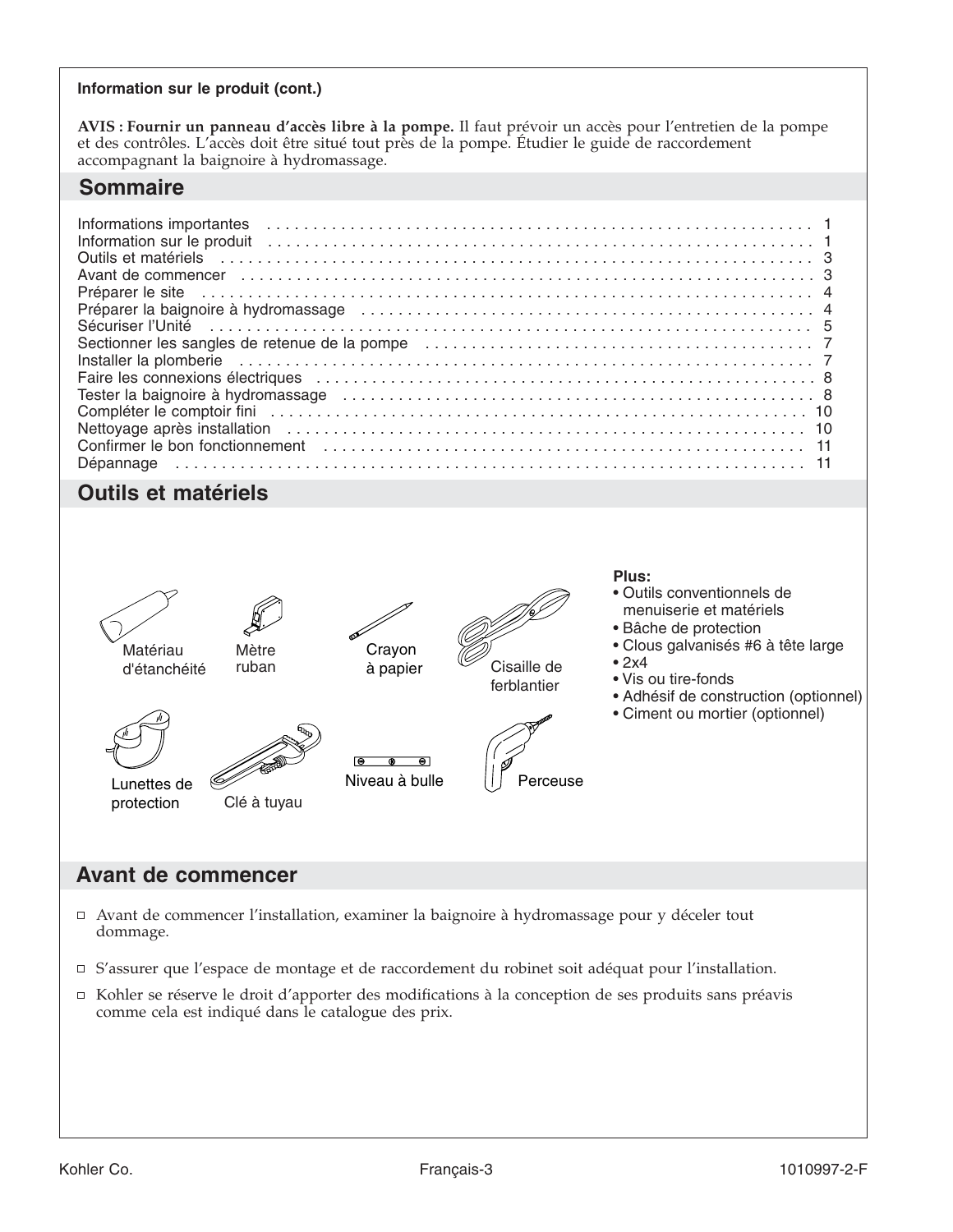**Information sur le produit (cont.)**

**AVIS : Fournir un panneau d'accès libre à la pompe.** Il faut prévoir un accès pour l'entretien de la pompe et des contrôles. L'accès doit être situé tout près de la pompe. Étudier le guide de raccordement accompagnant la baignoire à hydromassage.

## Sommaire

| | |
|---|---|
| Informations importantes | 1 |
| Information sur le produit | 1 |
| Outils et matériels | 3 |
| Avant de commencer | 3 |
| Préparer le site | 4 |
| Préparer la baignoire à hydromassage | 4 |
| Sécuriser l'Unité | 5 |
| Sectionner les sangles de retenue de la pompe | 7 |
| Installer la plomberie | 7 |
| Faire les connexions électriques | 8 |
| Tester la baignoire à hydromassage | 8 |
| Compléter le comptoir fini | 10 |
| Nettoyage après installation | 10 |
| Confirmer le bon fonctionnement | 11 |
| Dépannage | 11 |

## Outils et matériels

Matériau d'étanchéité

Mètre ruban

Crayon à papier

Cisaille de ferblantier

Lunettes de protection

Clé à tuyau

Niveau à bulle

Perceuse

**Plus:**
- Outils conventionnels de menuiserie et matériels
- Bâche de protection
- Clous galvanisés #6 à tête large
- 2x4
- Vis ou tire-fonds
- Adhésif de construction (optionnel)
- Ciment ou mortier (optionnel)

## Avant de commencer

- ☐ Avant de commencer l'installation, examiner la baignoire à hydromassage pour y déceler tout dommage.
- ☐ S'assurer que l'espace de montage et de raccordement du robinet soit adéquat pour l'installation.
- ☐ Kohler se réserve le droit d'apporter des modifications à la conception de ses produits sans préavis comme cela est indiqué dans le catalogue des prix.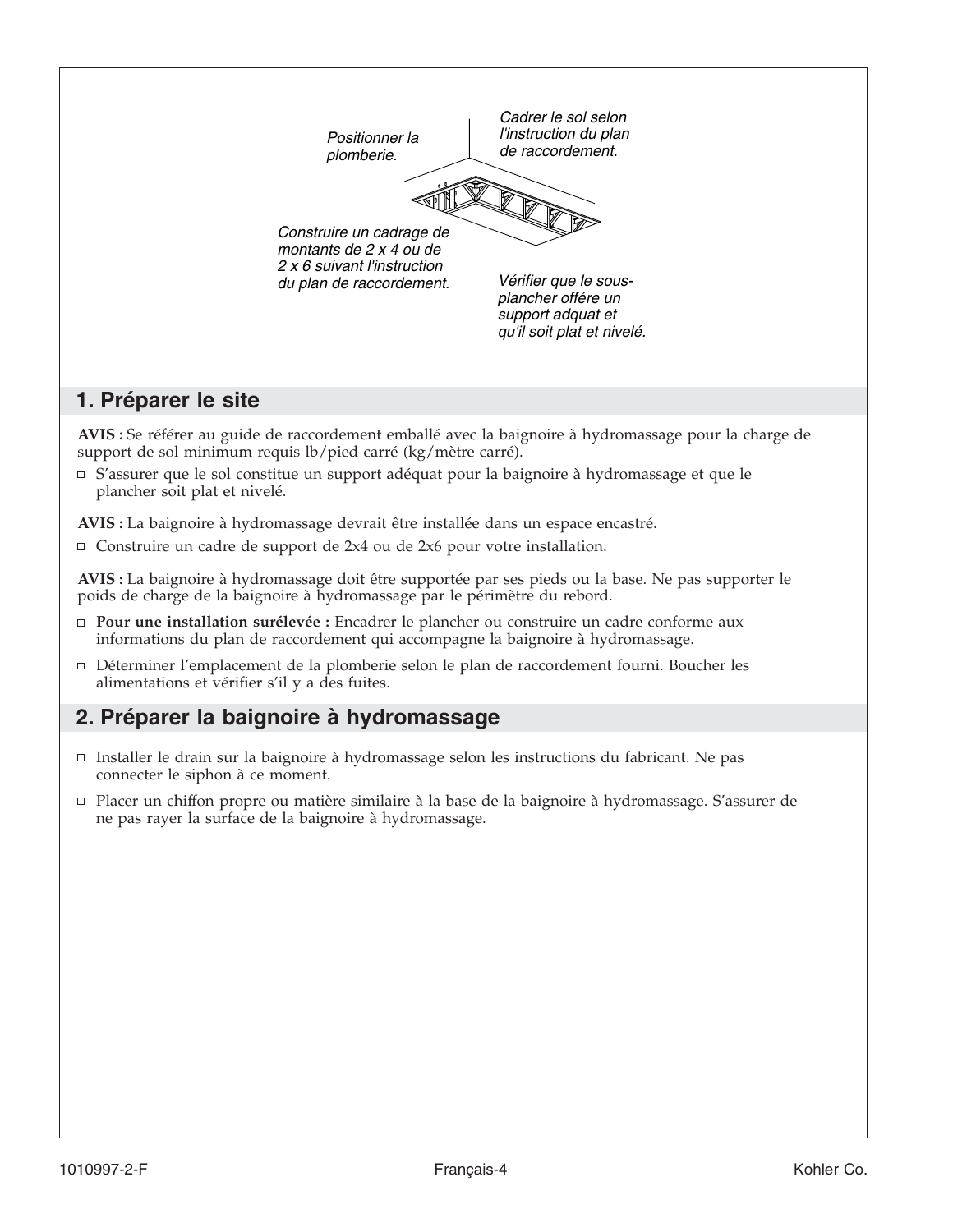Positionner la plomberie.

Cadrer le sol selon l'instruction du plan de raccordement.

Construire un cadrage de montants de 2 x 4 ou de 2 x 6 suivant l'instruction du plan de raccordement.

Vérifier que le sous-plancher offére un support adquat et qu'il soit plat et nivelé.

## 1. Préparer le site

**AVIS :** Se référer au guide de raccordement emballé avec la baignoire à hydromassage pour la charge de support de sol minimum requis lb/pied carré (kg/mètre carré).

- S'assurer que le sol constitue un support adéquat pour la baignoire à hydromassage et que le plancher soit plat et nivelé.

**AVIS :** La baignoire à hydromassage devrait être installée dans un espace encastré.

- Construire un cadre de support de 2x4 ou de 2x6 pour votre installation.

**AVIS :** La baignoire à hydromassage doit être supportée par ses pieds ou la base. Ne pas supporter le poids de charge de la baignoire à hydromassage par le périmètre du rebord.

- **Pour une installation surélevée :** Encadrer le plancher ou construire un cadre conforme aux informations du plan de raccordement qui accompagne la baignoire à hydromassage.
- Déterminer l'emplacement de la plomberie selon le plan de raccordement fourni. Boucher les alimentations et vérifier s'il y a des fuites.

## 2. Préparer la baignoire à hydromassage

- Installer le drain sur la baignoire à hydromassage selon les instructions du fabricant. Ne pas connecter le siphon à ce moment.
- Placer un chiffon propre ou matière similaire à la base de la baignoire à hydromassage. S'assurer de ne pas rayer la surface de la baignoire à hydromassage.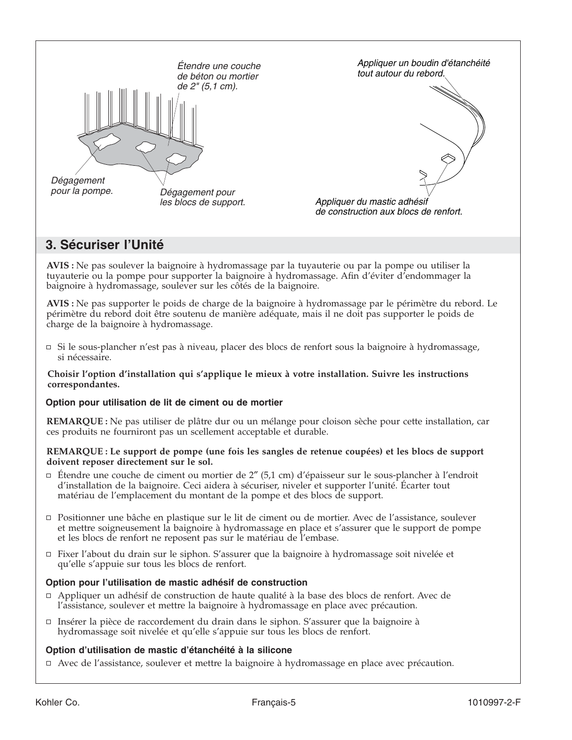Étendre une couche de béton ou mortier de 2" (5,1 cm).

Dégagement pour la pompe.

Dégagement pour les blocs de support.

Appliquer un boudin d'étanchéité tout autour du rebord.

Appliquer du mastic adhésif de construction aux blocs de renfort.

## 3. Sécuriser l'Unité

**AVIS :** Ne pas soulever la baignoire à hydromassage par la tuyauterie ou par la pompe ou utiliser la tuyauterie ou la pompe pour supporter la baignoire à hydromassage. Afin d'éviter d'endommager la baignoire à hydromassage, soulever sur les côtés de la baignoire.

**AVIS :** Ne pas supporter le poids de charge de la baignoire à hydromassage par le périmètre du rebord. Le périmètre du rebord doit être soutenu de manière adéquate, mais il ne doit pas supporter le poids de charge de la baignoire à hydromassage.

- Si le sous-plancher n'est pas à niveau, placer des blocs de renfort sous la baignoire à hydromassage, si nécessaire.

**Choisir l'option d'installation qui s'applique le mieux à votre installation. Suivre les instructions correspondantes.**

### Option pour utilisation de lit de ciment ou de mortier

**REMARQUE :** Ne pas utiliser de plâtre dur ou un mélange pour cloison sèche pour cette installation, car ces produits ne fourniront pas un scellement acceptable et durable.

**REMARQUE : Le support de pompe (une fois les sangles de retenue coupées) et les blocs de support doivent reposer directement sur le sol.**

- Étendre une couche de ciment ou mortier de 2" (5,1 cm) d'épaisseur sur le sous-plancher à l'endroit d'installation de la baignoire. Ceci aidera à sécuriser, niveler et supporter l'unité. Écarter tout matériau de l'emplacement du montant de la pompe et des blocs de support.
- Positionner une bâche en plastique sur le lit de ciment ou de mortier. Avec de l'assistance, soulever et mettre soigneusement la baignoire à hydromassage en place et s'assurer que le support de pompe et les blocs de renfort ne reposent pas sur le matériau de l'embase.
- Fixer l'about du drain sur le siphon. S'assurer que la baignoire à hydromassage soit nivelée et qu'elle s'appuie sur tous les blocs de renfort.

### Option pour l'utilisation de mastic adhésif de construction

- Appliquer un adhésif de construction de haute qualité à la base des blocs de renfort. Avec de l'assistance, soulever et mettre la baignoire à hydromassage en place avec précaution.
- Insérer la pièce de raccordement du drain dans le siphon. S'assurer que la baignoire à hydromassage soit nivelée et qu'elle s'appuie sur tous les blocs de renfort.

### Option d'utilisation de mastic d'étanchéité à la silicone

- Avec de l'assistance, soulever et mettre la baignoire à hydromassage en place avec précaution.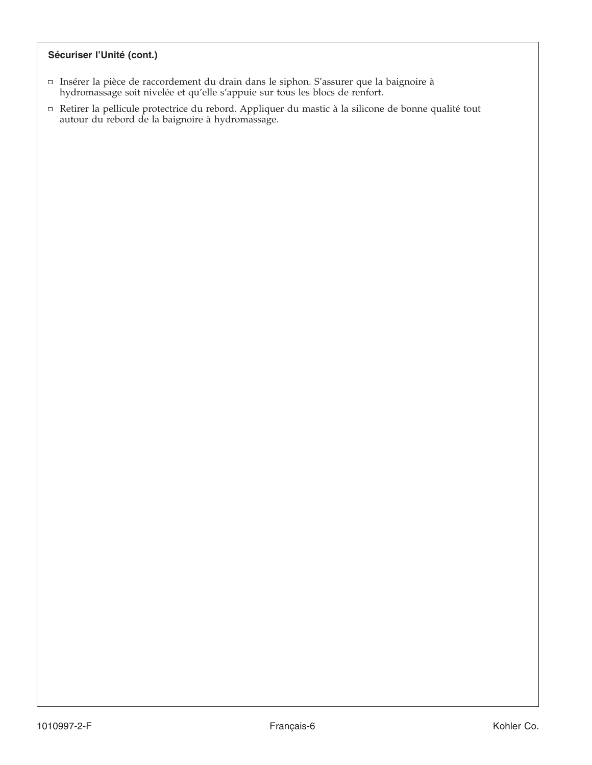**Sécuriser l'Unité (cont.)**

- Insérer la pièce de raccordement du drain dans le siphon. S'assurer que la baignoire à hydromassage soit nivelée et qu'elle s'appuie sur tous les blocs de renfort.
- Retirer la pellicule protectrice du rebord. Appliquer du mastic à la silicone de bonne qualité tout autour du rebord de la baignoire à hydromassage.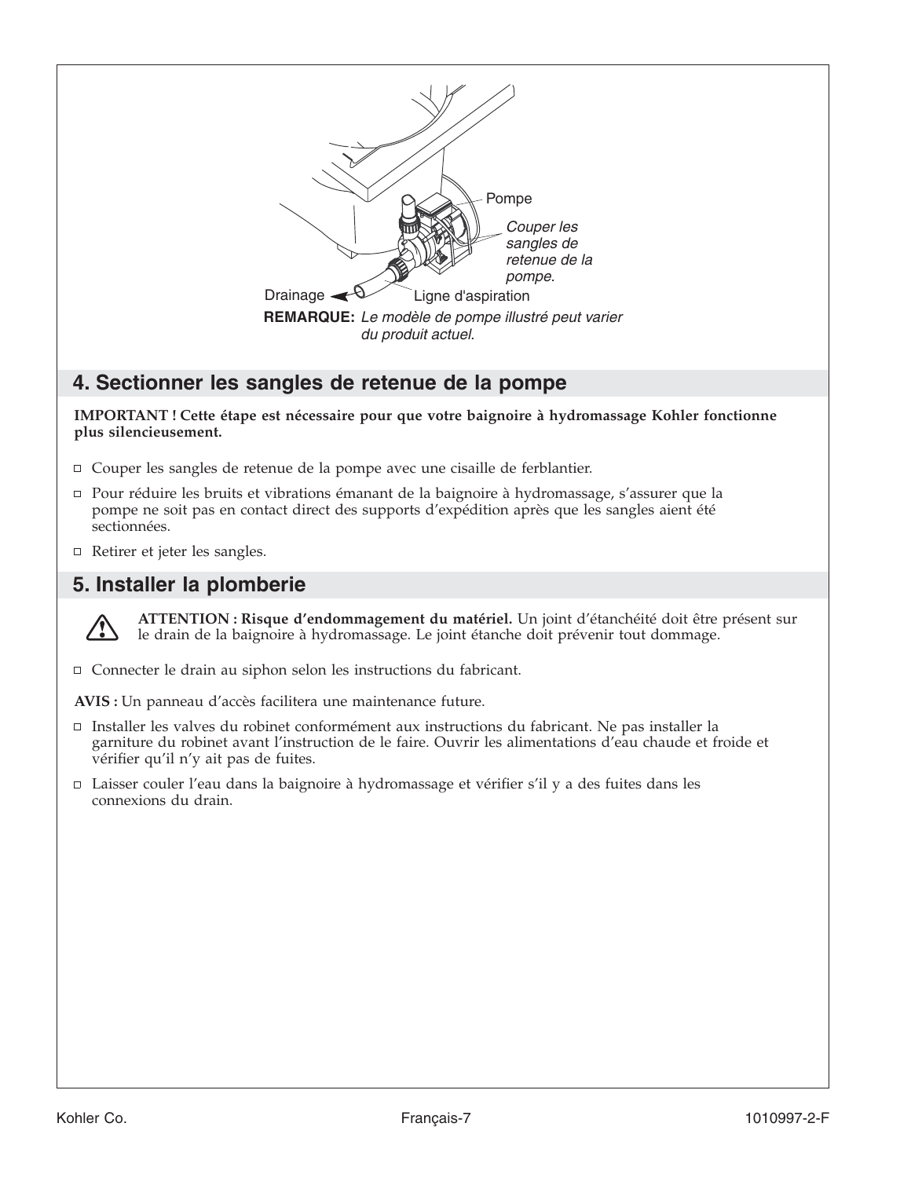Pompe

*Couper les sangles de retenue de la pompe.*

Drainage

Ligne d'aspiration

**REMARQUE:** *Le modèle de pompe illustré peut varier du produit actuel.*

## 4. Sectionner les sangles de retenue de la pompe

**IMPORTANT ! Cette étape est nécessaire pour que votre baignoire à hydromassage Kohler fonctionne plus silencieusement.**

- Couper les sangles de retenue de la pompe avec une cisaille de ferblantier.
- Pour réduire les bruits et vibrations émanant de la baignoire à hydromassage, s'assurer que la pompe ne soit pas en contact direct des supports d'expédition après que les sangles aient été sectionnées.
- Retirer et jeter les sangles.

## 5. Installer la plomberie

**ATTENTION : Risque d'endommagement du matériel.** Un joint d'étanchéité doit être présent sur le drain de la baignoire à hydromassage. Le joint étanche doit prévenir tout dommage.

- Connecter le drain au siphon selon les instructions du fabricant.

**AVIS :** Un panneau d'accès facilitera une maintenance future.

- Installer les valves du robinet conformément aux instructions du fabricant. Ne pas installer la garniture du robinet avant l'instruction de le faire. Ouvrir les alimentations d'eau chaude et froide et vérifier qu'il n'y ait pas de fuites.
- Laisser couler l'eau dans la baignoire à hydromassage et vérifier s'il y a des fuites dans les connexions du drain.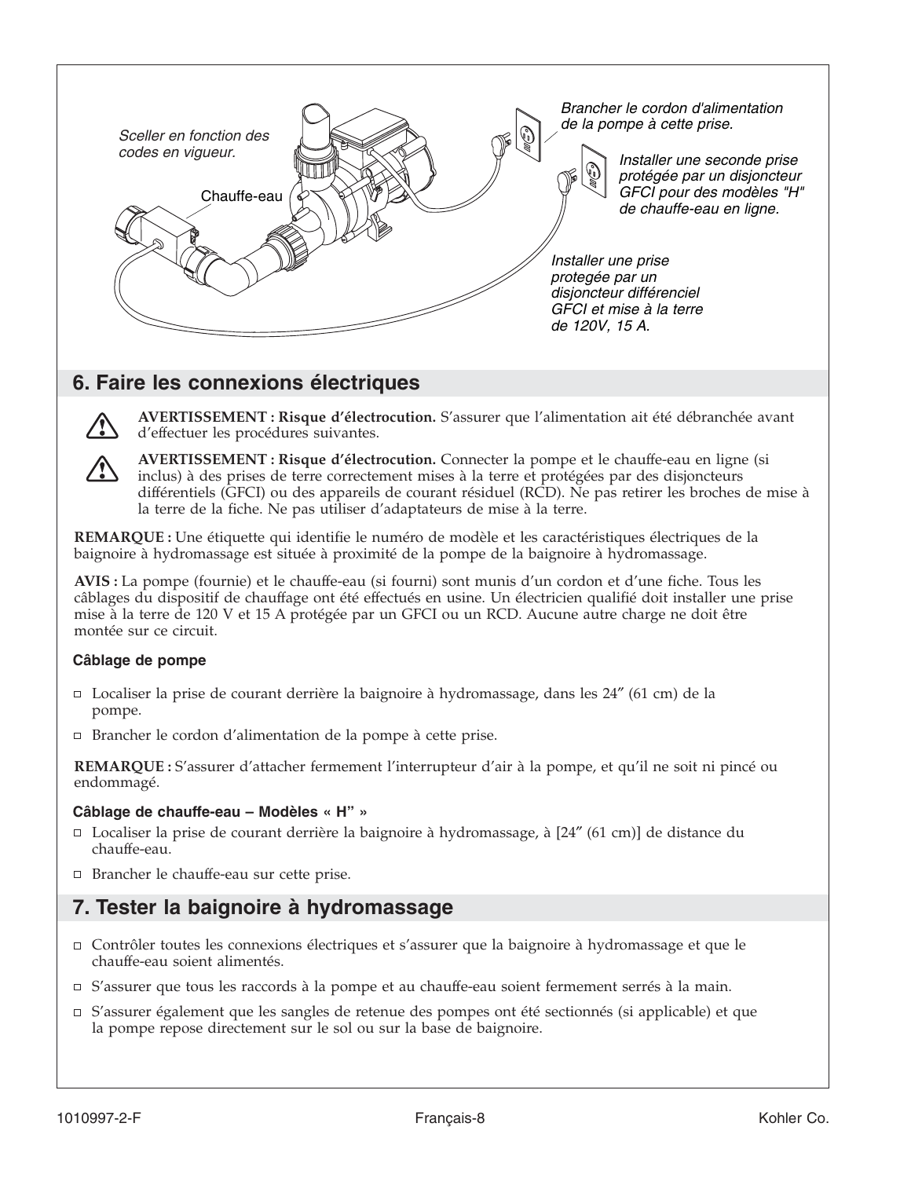Sceller en fonction des codes en vigueur.

Chauffe-eau

Brancher le cordon d'alimentation de la pompe à cette prise.

Installer une seconde prise protégée par un disjoncteur GFCI pour des modèles "H" de chauffe-eau en ligne.

Installer une prise protegée par un disjoncteur différenciel GFCI et mise à la terre de 120V, 15 A.

## 6. Faire les connexions électriques

**AVERTISSEMENT : Risque d'électrocution.** S'assurer que l'alimentation ait été débranchée avant d'effectuer les procédures suivantes.

**AVERTISSEMENT : Risque d'électrocution.** Connecter la pompe et le chauffe-eau en ligne (si inclus) à des prises de terre correctement mises à la terre et protégées par des disjoncteurs différentiels (GFCI) ou des appareils de courant résiduel (RCD). Ne pas retirer les broches de mise à la terre de la fiche. Ne pas utiliser d'adaptateurs de mise à la terre.

**REMARQUE :** Une étiquette qui identifie le numéro de modèle et les caractéristiques électriques de la baignoire à hydromassage est située à proximité de la pompe de la baignoire à hydromassage.

**AVIS :** La pompe (fournie) et le chauffe-eau (si fourni) sont munis d'un cordon et d'une fiche. Tous les câblages du dispositif de chauffage ont été effectués en usine. Un électricien qualifié doit installer une prise mise à la terre de 120 V et 15 A protégée par un GFCI ou un RCD. Aucune autre charge ne doit être montée sur ce circuit.

#### Câblage de pompe

- Localiser la prise de courant derrière la baignoire à hydromassage, dans les 24″ (61 cm) de la pompe.
- Brancher le cordon d'alimentation de la pompe à cette prise.

**REMARQUE :** S'assurer d'attacher fermement l'interrupteur d'air à la pompe, et qu'il ne soit ni pincé ou endommagé.

#### Câblage de chauffe-eau – Modèles « H" »

- Localiser la prise de courant derrière la baignoire à hydromassage, à [24″ (61 cm)] de distance du chauffe-eau.
- Brancher le chauffe-eau sur cette prise.

## 7. Tester la baignoire à hydromassage

- Contrôler toutes les connexions électriques et s'assurer que la baignoire à hydromassage et que le chauffe-eau soient alimentés.
- S'assurer que tous les raccords à la pompe et au chauffe-eau soient fermement serrés à la main.
- S'assurer également que les sangles de retenue des pompes ont été sectionnés (si applicable) et que la pompe repose directement sur le sol ou sur la base de baignoire.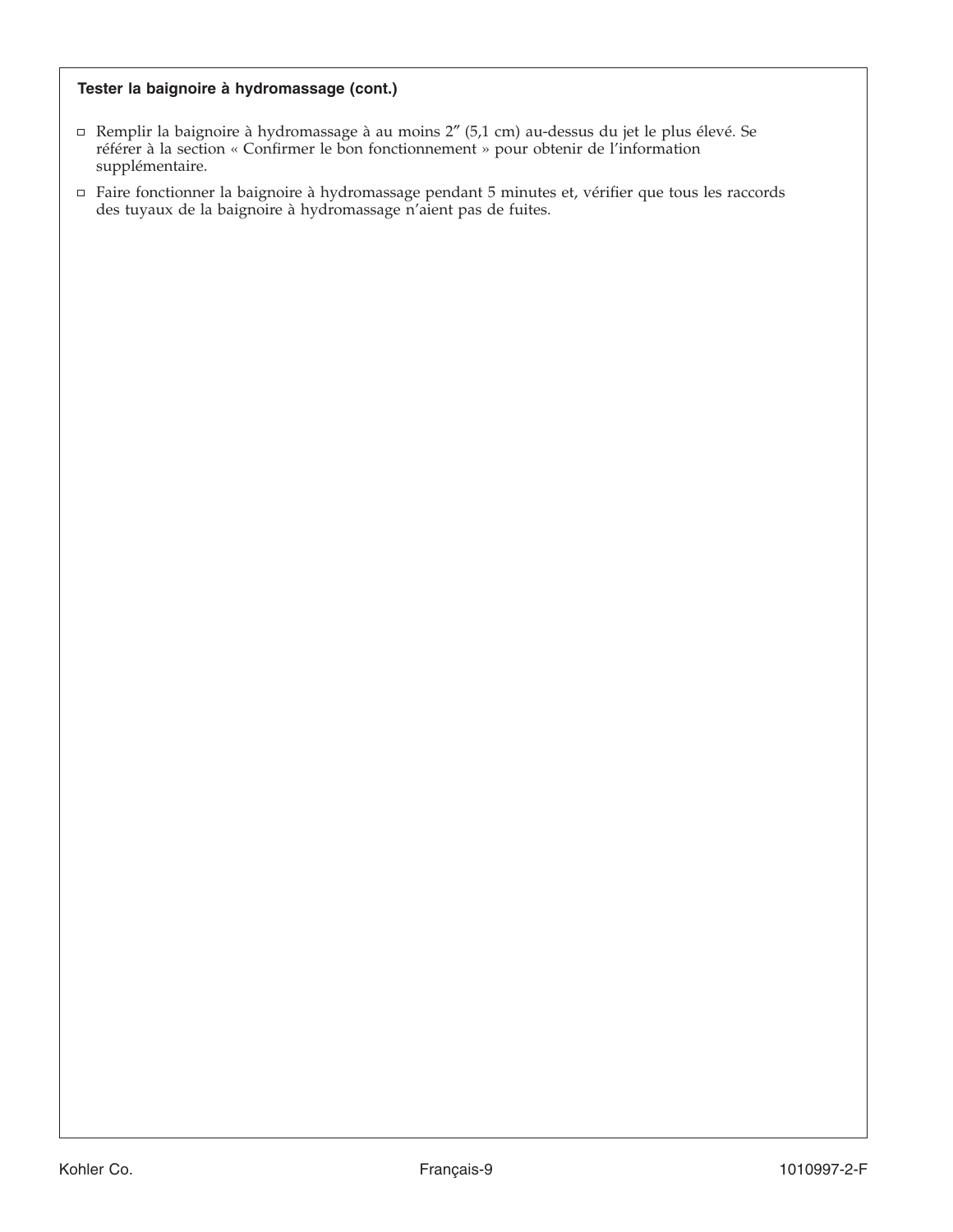### Tester la baignoire à hydromassage (cont.)

- Remplir la baignoire à hydromassage à au moins 2″ (5,1 cm) au-dessus du jet le plus élevé. Se référer à la section « Confirmer le bon fonctionnement » pour obtenir de l'information supplémentaire.
- Faire fonctionner la baignoire à hydromassage pendant 5 minutes et, vérifier que tous les raccords des tuyaux de la baignoire à hydromassage n'aient pas de fuites.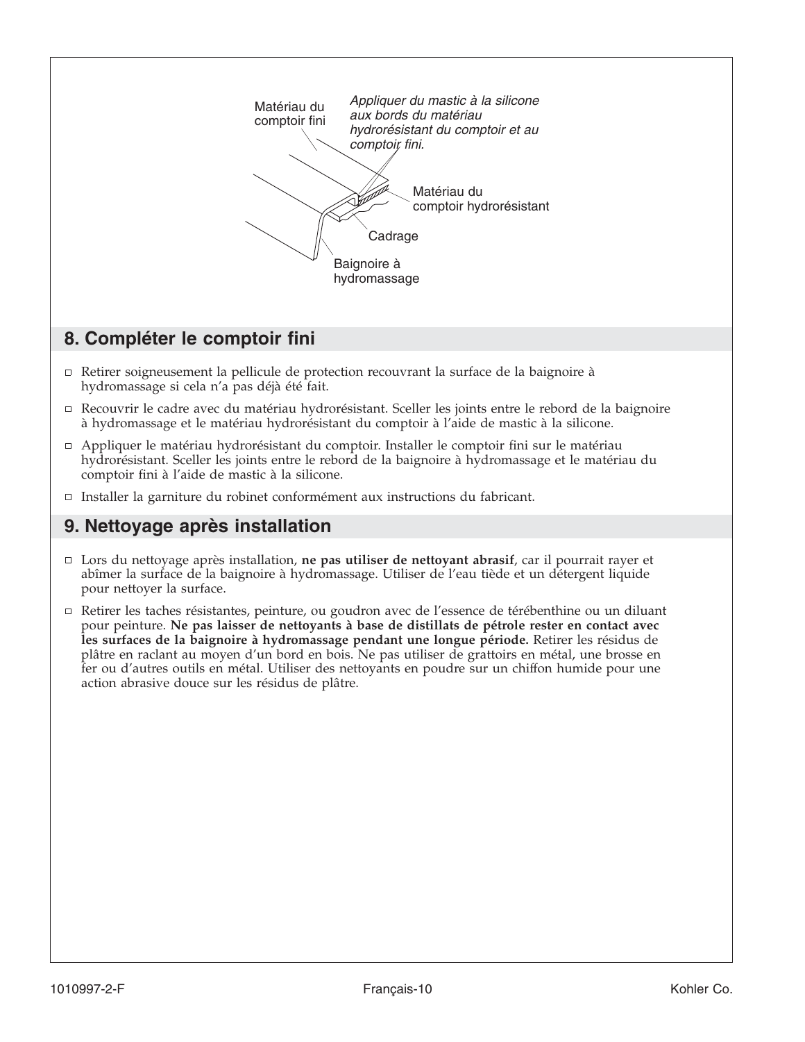Matériau du comptoir fini

*Appliquer du mastic à la silicone aux bords du matériau hydrorésistant du comptoir et au comptoir fini.*

Matériau du comptoir hydrorésistant

Cadrage

Baignoire à hydromassage

## 8. Compléter le comptoir fini

- Retirer soigneusement la pellicule de protection recouvrant la surface de la baignoire à hydromassage si cela n'a pas déjà été fait.
- Recouvrir le cadre avec du matériau hydrorésistant. Sceller les joints entre le rebord de la baignoire à hydromassage et le matériau hydrorésistant du comptoir à l'aide de mastic à la silicone.
- Appliquer le matériau hydrorésistant du comptoir. Installer le comptoir fini sur le matériau hydrorésistant. Sceller les joints entre le rebord de la baignoire à hydromassage et le matériau du comptoir fini à l'aide de mastic à la silicone.
- Installer la garniture du robinet conformément aux instructions du fabricant.

## 9. Nettoyage après installation

- Lors du nettoyage après installation, **ne pas utiliser de nettoyant abrasif**, car il pourrait rayer et abîmer la surface de la baignoire à hydromassage. Utiliser de l'eau tiède et un détergent liquide pour nettoyer la surface.
- Retirer les taches résistantes, peinture, ou goudron avec de l'essence de térébenthine ou un diluant pour peinture. **Ne pas laisser de nettoyants à base de distillats de pétrole rester en contact avec les surfaces de la baignoire à hydromassage pendant une longue période.** Retirer les résidus de plâtre en raclant au moyen d'un bord en bois. Ne pas utiliser de grattoirs en métal, une brosse en fer ou d'autres outils en métal. Utiliser des nettoyants en poudre sur un chiffon humide pour une action abrasive douce sur les résidus de plâtre.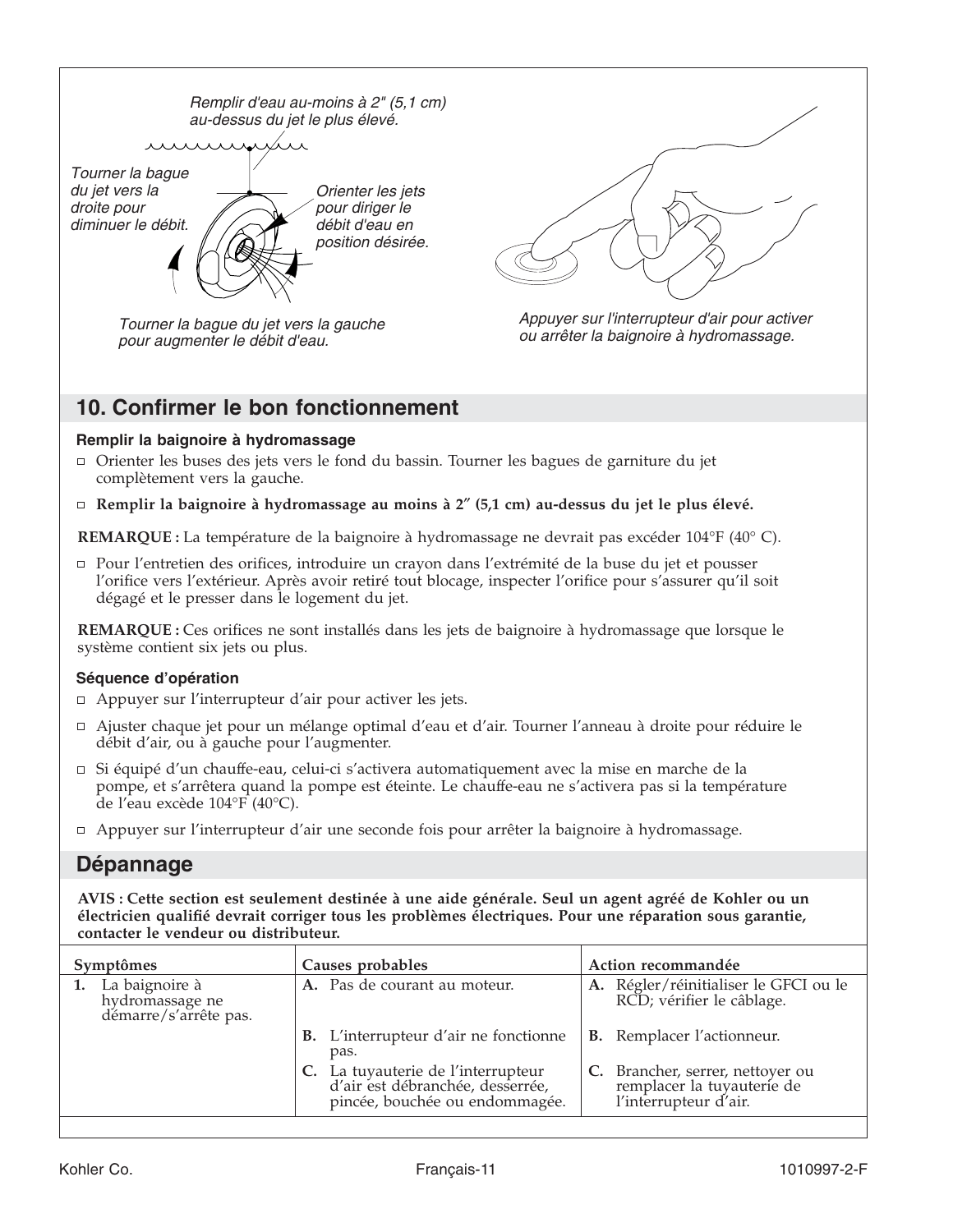Remplir d'eau au-moins à 2" (5,1 cm) au-dessus du jet le plus élevé.

Tourner la bague du jet vers la droite pour diminuer le débit.

Orienter les jets pour diriger le débit d'eau en position désirée.

Tourner la bague du jet vers la gauche pour augmenter le débit d'eau.

Appuyer sur l'interrupteur d'air pour activer ou arrêter la baignoire à hydromassage.

## 10. Confirmer le bon fonctionnement

### Remplir la baignoire à hydromassage

- Orienter les buses des jets vers le fond du bassin. Tourner les bagues de garniture du jet complètement vers la gauche.
- **Remplir la baignoire à hydromassage au moins à 2″ (5,1 cm) au-dessus du jet le plus élevé.**

**REMARQUE :** La température de la baignoire à hydromassage ne devrait pas excéder 104°F (40° C).

- Pour l’entretien des orifices, introduire un crayon dans l’extrémité de la buse du jet et pousser l’orifice vers l’extérieur. Après avoir retiré tout blocage, inspecter l’orifice pour s’assurer qu’il soit dégagé et le presser dans le logement du jet.

**REMARQUE :** Ces orifices ne sont installés dans les jets de baignoire à hydromassage que lorsque le système contient six jets ou plus.

### Séquence d’opération

- Appuyer sur l’interrupteur d’air pour activer les jets.
- Ajuster chaque jet pour un mélange optimal d’eau et d’air. Tourner l’anneau à droite pour réduire le débit d’air, ou à gauche pour l’augmenter.
- Si équipé d’un chauffe-eau, celui-ci s’activera automatiquement avec la mise en marche de la pompe, et s’arrêtera quand la pompe est éteinte. Le chauffe-eau ne s’activera pas si la température de l’eau excède 104°F (40°C).
- Appuyer sur l’interrupteur d’air une seconde fois pour arrêter la baignoire à hydromassage.

## Dépannage

**AVIS : Cette section est seulement destinée à une aide générale. Seul un agent agréé de Kohler ou un électricien qualifié devrait corriger tous les problèmes électriques. Pour une réparation sous garantie, contacter le vendeur ou distributeur.**

| Symptômes | Causes probables | Action recommandée |
|---|---|---|
| **1.** La baignoire à hydromassage ne démarre/s’arrête pas. | **A.** Pas de courant au moteur. | **A.** Régler/réinitialiser le GFCI ou le RCD; vérifier le câblage. |
| | **B.** L’interrupteur d’air ne fonctionne pas. | **B.** Remplacer l’actionneur. |
| | **C.** La tuyauterie de l’interrupteur d’air est débranchée, desserrée, pincée, bouchée ou endommagée. | **C.** Brancher, serrer, nettoyer ou remplacer la tuyauterie de l’interrupteur d’air. |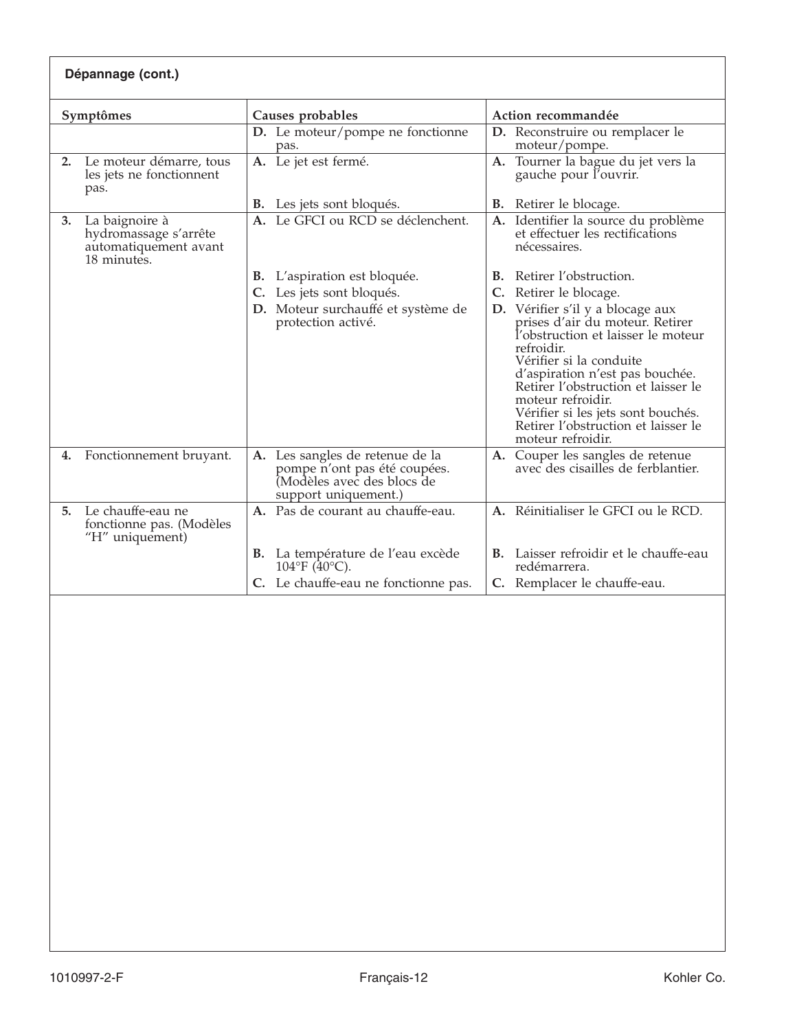**Dépannage (cont.)**

| Symptômes | Causes probables | Action recommandée |
|---|---|---|
| | **D.** Le moteur/pompe ne fonctionne pas. | **D.** Reconstruire ou remplacer le moteur/pompe. |
| **2.** Le moteur démarre, tous les jets ne fonctionnent pas. | **A.** Le jet est fermé. | **A.** Tourner la bague du jet vers la gauche pour l'ouvrir. |
| | **B.** Les jets sont bloqués. | **B.** Retirer le blocage. |
| **3.** La baignoire à hydromassage s'arrête automatiquement avant 18 minutes. | **A.** Le GFCI ou RCD se déclenchent. | **A.** Identifier la source du problème et effectuer les rectifications nécessaires. |
| | **B.** L'aspiration est bloquée. | **B.** Retirer l'obstruction. |
| | **C.** Les jets sont bloqués. | **C.** Retirer le blocage. |
| | **D.** Moteur surchauffé et système de protection activé. | **D.** Vérifier s'il y a blocage aux prises d'air du moteur. Retirer l'obstruction et laisser le moteur refroidir. Vérifier si la conduite d'aspiration n'est pas bouchée. Retirer l'obstruction et laisser le moteur refroidir. Vérifier si les jets sont bouchés. Retirer l'obstruction et laisser le moteur refroidir. |
| **4.** Fonctionnement bruyant. | **A.** Les sangles de retenue de la pompe n'ont pas été coupées. (Modèles avec des blocs de support uniquement.) | **A.** Couper les sangles de retenue avec des cisailles de ferblantier. |
| **5.** Le chauffe-eau ne fonctionne pas. (Modèles "H" uniquement) | **A.** Pas de courant au chauffe-eau. | **A.** Réinitialiser le GFCI ou le RCD. |
| | **B.** La température de l'eau excède 104°F (40°C). | **B.** Laisser refroidir et le chauffe-eau redémarrera. |
| | **C.** Le chauffe-eau ne fonctionne pas. | **C.** Remplacer le chauffe-eau. |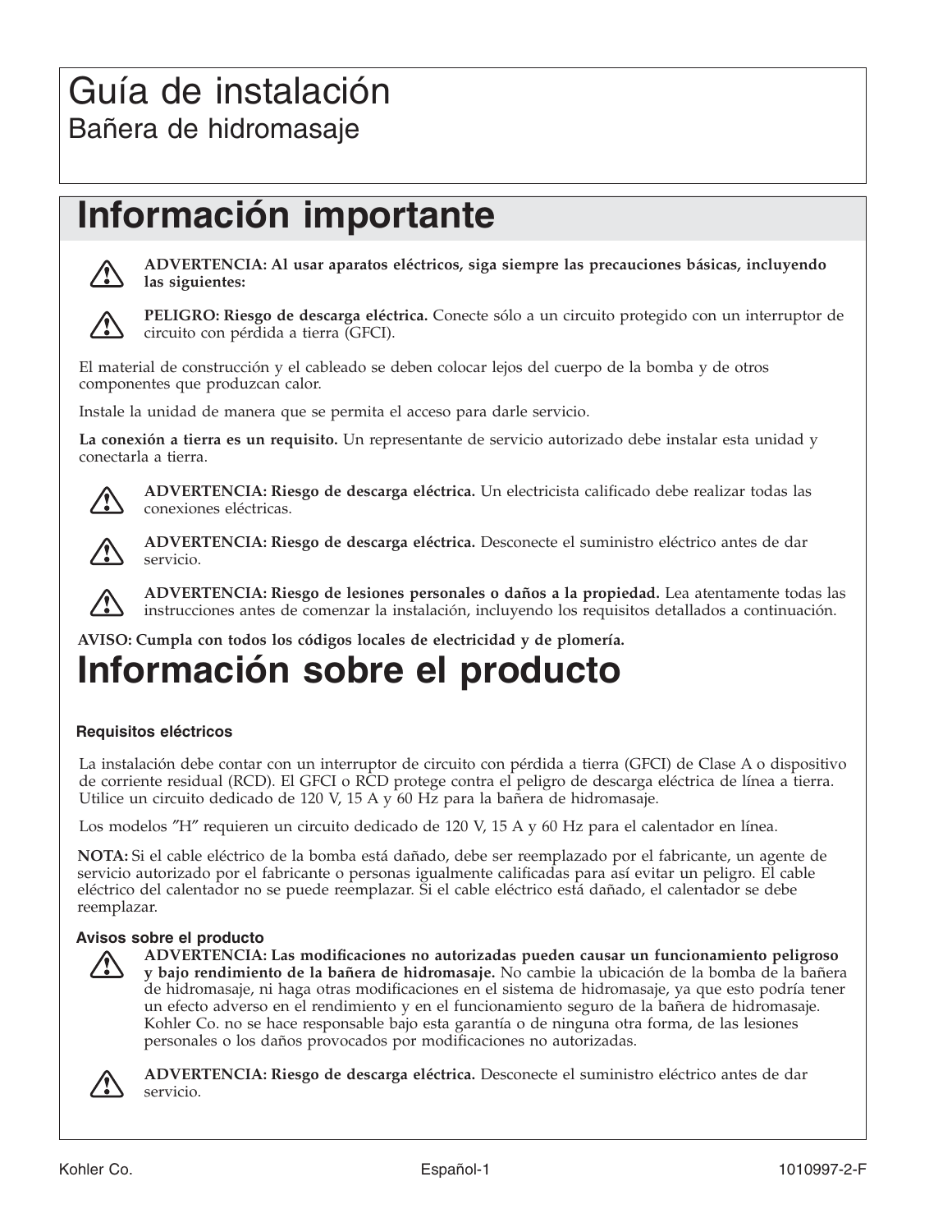# Guía de instalación

## Bañera de hidromasaje

# Información importante

⚠ **ADVERTENCIA: Al usar aparatos eléctricos, siga siempre las precauciones básicas, incluyendo las siguientes:**

⚠ **PELIGRO: Riesgo de descarga eléctrica.** Conecte sólo a un circuito protegido con un interruptor de circuito con pérdida a tierra (GFCI).

El material de construcción y el cableado se deben colocar lejos del cuerpo de la bomba y de otros componentes que produzcan calor.

Instale la unidad de manera que se permita el acceso para darle servicio.

**La conexión a tierra es un requisito.** Un representante de servicio autorizado debe instalar esta unidad y conectarla a tierra.

⚠ **ADVERTENCIA: Riesgo de descarga eléctrica.** Un electricista calificado debe realizar todas las conexiones eléctricas.

⚠ **ADVERTENCIA: Riesgo de descarga eléctrica.** Desconecte el suministro eléctrico antes de dar servicio.

⚠ **ADVERTENCIA: Riesgo de lesiones personales o daños a la propiedad.** Lea atentamente todas las instrucciones antes de comenzar la instalación, incluyendo los requisitos detallados a continuación.

**AVISO: Cumpla con todos los códigos locales de electricidad y de plomería.**

# Información sobre el producto

### Requisitos eléctricos

La instalación debe contar con un interruptor de circuito con pérdida a tierra (GFCI) de Clase A o dispositivo de corriente residual (RCD). El GFCI o RCD protege contra el peligro de descarga eléctrica de línea a tierra. Utilice un circuito dedicado de 120 V, 15 A y 60 Hz para la bañera de hidromasaje.

Los modelos ″H″ requieren un circuito dedicado de 120 V, 15 A y 60 Hz para el calentador en línea.

**NOTA:** Si el cable eléctrico de la bomba está dañado, debe ser reemplazado por el fabricante, un agente de servicio autorizado por el fabricante o personas igualmente calificadas para así evitar un peligro. El cable eléctrico del calentador no se puede reemplazar. Si el cable eléctrico está dañado, el calentador se debe reemplazar.

### Avisos sobre el producto

⚠ **ADVERTENCIA: Las modificaciones no autorizadas pueden causar un funcionamiento peligroso y bajo rendimiento de la bañera de hidromasaje.** No cambie la ubicación de la bomba de la bañera de hidromasaje, ni haga otras modificaciones en el sistema de hidromasaje, ya que esto podría tener un efecto adverso en el rendimiento y en el funcionamiento seguro de la bañera de hidromasaje. Kohler Co. no se hace responsable bajo esta garantía o de ninguna otra forma, de las lesiones personales o los daños provocados por modificaciones no autorizadas.

⚠ **ADVERTENCIA: Riesgo de descarga eléctrica.** Desconecte el suministro eléctrico antes de dar servicio.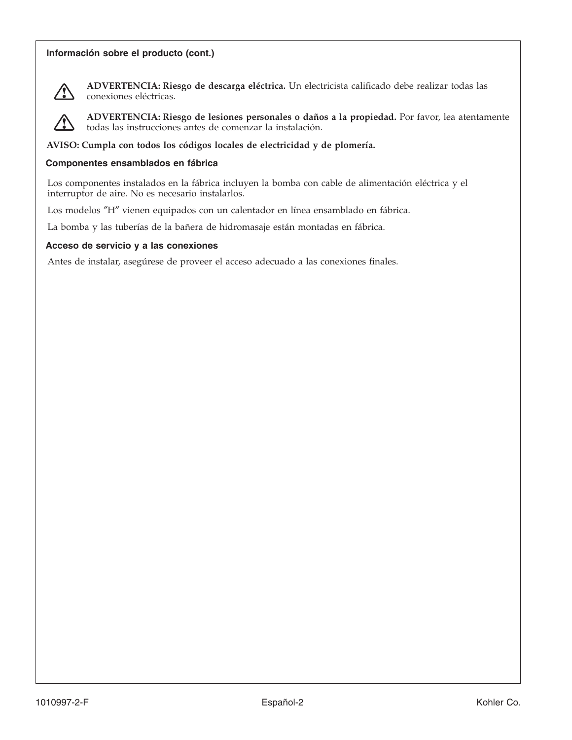## Información sobre el producto (cont.)

⚠ **ADVERTENCIA: Riesgo de descarga eléctrica.** Un electricista calificado debe realizar todas las conexiones eléctricas.

⚠ **ADVERTENCIA: Riesgo de lesiones personales o daños a la propiedad.** Por favor, lea atentamente todas las instrucciones antes de comenzar la instalación.

**AVISO: Cumpla con todos los códigos locales de electricidad y de plomería.**

### Componentes ensamblados en fábrica

Los componentes instalados en la fábrica incluyen la bomba con cable de alimentación eléctrica y el interruptor de aire. No es necesario instalarlos.

Los modelos ″H″ vienen equipados con un calentador en línea ensamblado en fábrica.

La bomba y las tuberías de la bañera de hidromasaje están montadas en fábrica.

### Acceso de servicio y a las conexiones

Antes de instalar, asegúrese de proveer el acceso adecuado a las conexiones finales.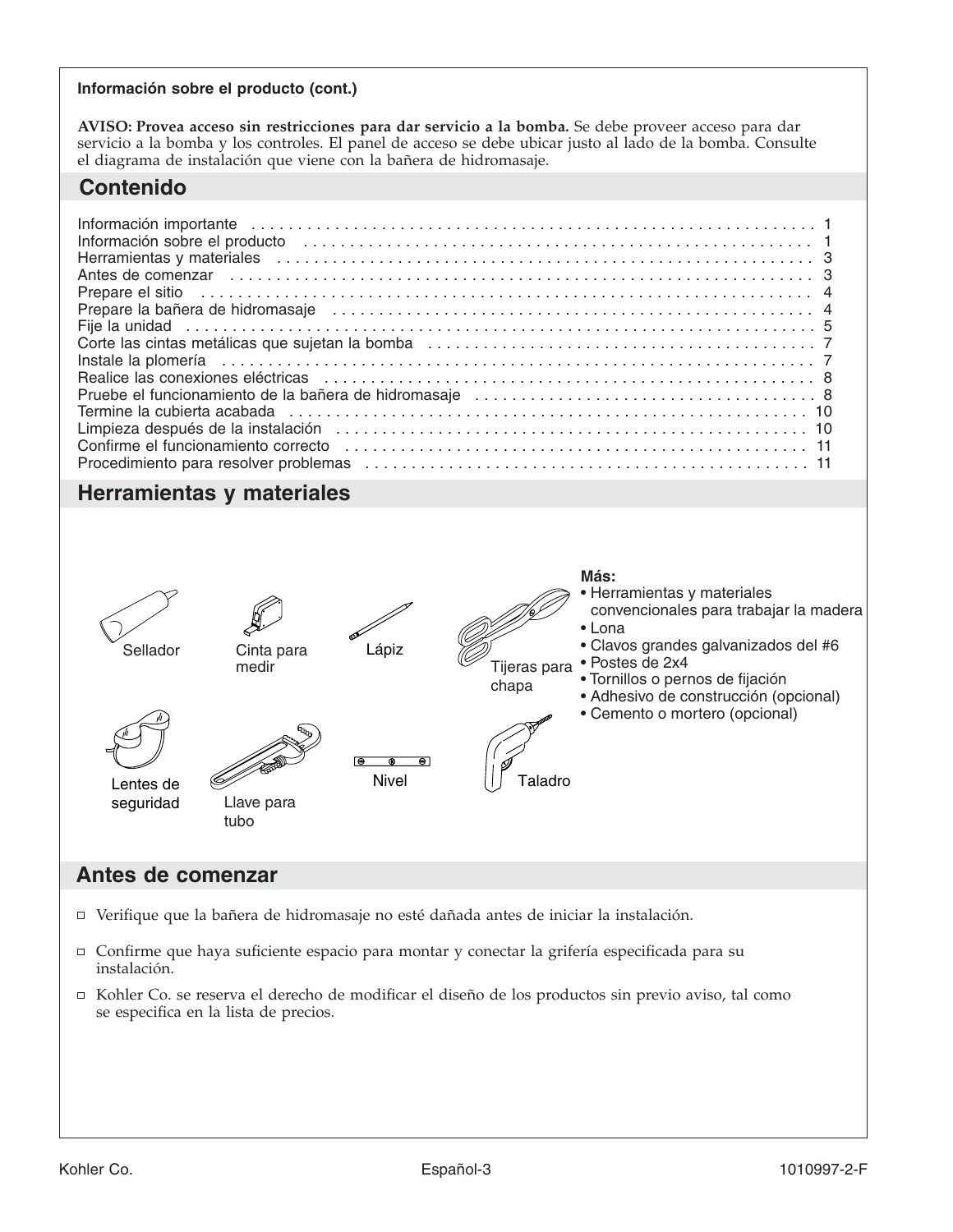**Información sobre el producto (cont.)**

**AVISO: Provea acceso sin restricciones para dar servicio a la bomba.** Se debe proveer acceso para dar servicio a la bomba y los controles. El panel de acceso se debe ubicar justo al lado de la bomba. Consulte el diagrama de instalación que viene con la bañera de hidromasaje.

## Contenido

| | |
|---|---|
| Información importante | 1 |
| Información sobre el producto | 1 |
| Herramientas y materiales | 3 |
| Antes de comenzar | 3 |
| Prepare el sitio | 4 |
| Prepare la bañera de hidromasaje | 4 |
| Fije la unidad | 5 |
| Corte las cintas metálicas que sujetan la bomba | 7 |
| Instale la plomería | 7 |
| Realice las conexiones eléctricas | 8 |
| Pruebe el funcionamiento de la bañera de hidromasaje | 8 |
| Termine la cubierta acabada | 10 |
| Limpieza después de la instalación | 10 |
| Confirme el funcionamiento correcto | 11 |
| Procedimiento para resolver problemas | 11 |

## Herramientas y materiales

Sellador

Cinta para medir

Lápiz

Tijeras para chapa

Lentes de seguridad

Llave para tubo

Nivel

Taladro

**Más:**

- Herramientas y materiales convencionales para trabajar la madera
- Lona
- Clavos grandes galvanizados del #6
- Postes de 2x4
- Tornillos o pernos de fijación
- Adhesivo de construcción (opcional)
- Cemento o mortero (opcional)

## Antes de comenzar

- Verifique que la bañera de hidromasaje no esté dañada antes de iniciar la instalación.
- Confirme que haya suficiente espacio para montar y conectar la grifería especificada para su instalación.
- Kohler Co. se reserva el derecho de modificar el diseño de los productos sin previo aviso, tal como se especifica en la lista de precios.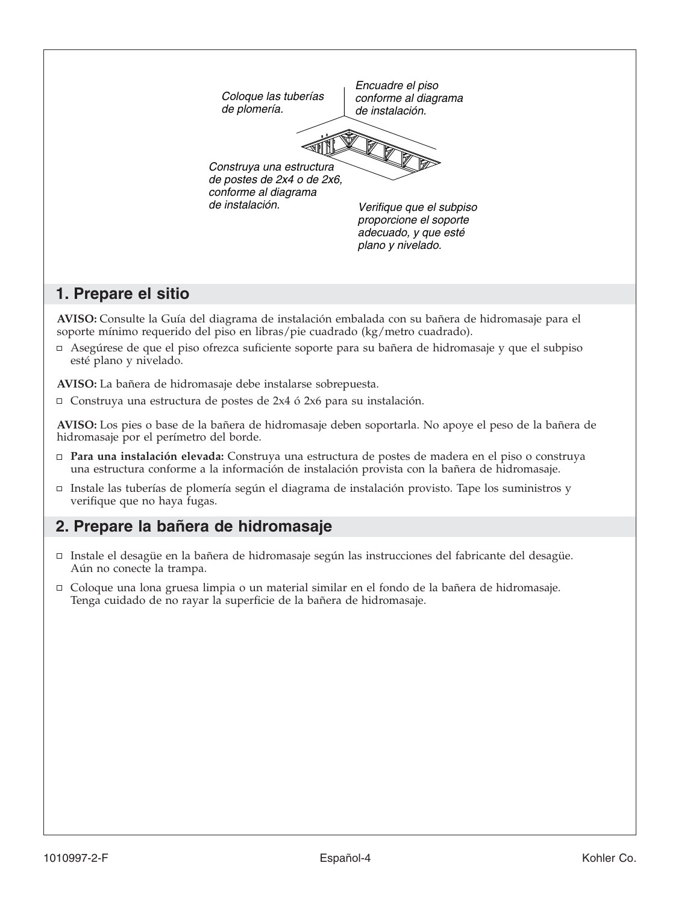Coloque las tuberías de plomería.

Encuadre el piso conforme al diagrama de instalación.

Construya una estructura de postes de 2x4 o de 2x6, conforme al diagrama de instalación.

Verifique que el subpiso proporcione el soporte adecuado, y que esté plano y nivelado.

## 1. Prepare el sitio

**AVISO:** Consulte la Guía del diagrama de instalación embalada con su bañera de hidromasaje para el soporte mínimo requerido del piso en libras/pie cuadrado (kg/metro cuadrado).

- ◻ Asegúrese de que el piso ofrezca suficiente soporte para su bañera de hidromasaje y que el subpiso esté plano y nivelado.

**AVISO:** La bañera de hidromasaje debe instalarse sobrepuesta.

- ◻ Construya una estructura de postes de 2x4 ó 2x6 para su instalación.

**AVISO:** Los pies o base de la bañera de hidromasaje deben soportarla. No apoye el peso de la bañera de hidromasaje por el perímetro del borde.

- ◻ **Para una instalación elevada:** Construya una estructura de postes de madera en el piso o construya una estructura conforme a la información de instalación provista con la bañera de hidromasaje.
- ◻ Instale las tuberías de plomería según el diagrama de instalación provisto. Tape los suministros y verifique que no haya fugas.

## 2. Prepare la bañera de hidromasaje

- ◻ Instale el desagüe en la bañera de hidromasaje según las instrucciones del fabricante del desagüe. Aún no conecte la trampa.
- ◻ Coloque una lona gruesa limpia o un material similar en el fondo de la bañera de hidromasaje. Tenga cuidado de no rayar la superficie de la bañera de hidromasaje.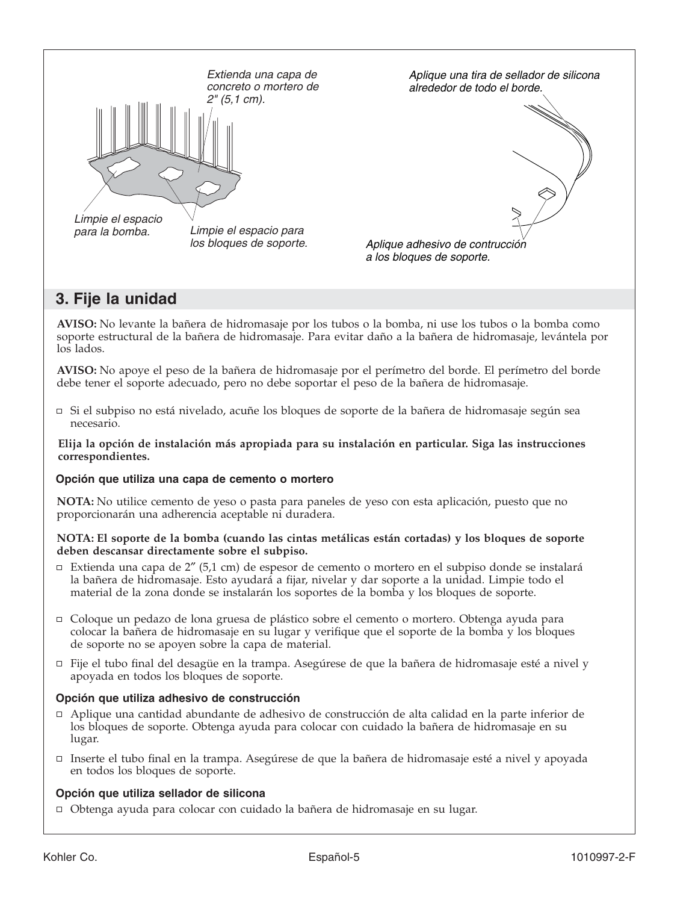*Extienda una capa de concreto o mortero de 2" (5,1 cm).*

*Limpie el espacio para la bomba.*

*Limpie el espacio para los bloques de soporte.*

*Aplique una tira de sellador de silicona alrededor de todo el borde.*

*Aplique adhesivo de contrucción a los bloques de soporte.*

## 3. Fije la unidad

**AVISO:** No levante la bañera de hidromasaje por los tubos o la bomba, ni use los tubos o la bomba como soporte estructural de la bañera de hidromasaje. Para evitar daño a la bañera de hidromasaje, levántela por los lados.

**AVISO:** No apoye el peso de la bañera de hidromasaje por el perímetro del borde. El perímetro del borde debe tener el soporte adecuado, pero no debe soportar el peso de la bañera de hidromasaje.

- Si el subpiso no está nivelado, acuñe los bloques de soporte de la bañera de hidromasaje según sea necesario.

**Elija la opción de instalación más apropiada para su instalación en particular. Siga las instrucciones correspondientes.**

### Opción que utiliza una capa de cemento o mortero

**NOTA:** No utilice cemento de yeso o pasta para paneles de yeso con esta aplicación, puesto que no proporcionarán una adherencia aceptable ni duradera.

**NOTA: El soporte de la bomba (cuando las cintas metálicas están cortadas) y los bloques de soporte deben descansar directamente sobre el subpiso.**

- Extienda una capa de 2" (5,1 cm) de espesor de cemento o mortero en el subpiso donde se instalará la bañera de hidromasaje. Esto ayudará a fijar, nivelar y dar soporte a la unidad. Limpie todo el material de la zona donde se instalarán los soportes de la bomba y los bloques de soporte.
- Coloque un pedazo de lona gruesa de plástico sobre el cemento o mortero. Obtenga ayuda para colocar la bañera de hidromasaje en su lugar y verifique que el soporte de la bomba y los bloques de soporte no se apoyen sobre la capa de material.
- Fije el tubo final del desagüe en la trampa. Asegúrese de que la bañera de hidromasaje esté a nivel y apoyada en todos los bloques de soporte.

### Opción que utiliza adhesivo de construcción

- Aplique una cantidad abundante de adhesivo de construcción de alta calidad en la parte inferior de los bloques de soporte. Obtenga ayuda para colocar con cuidado la bañera de hidromasaje en su lugar.
- Inserte el tubo final en la trampa. Asegúrese de que la bañera de hidromasaje esté a nivel y apoyada en todos los bloques de soporte.

### Opción que utiliza sellador de silicona

- Obtenga ayuda para colocar con cuidado la bañera de hidromasaje en su lugar.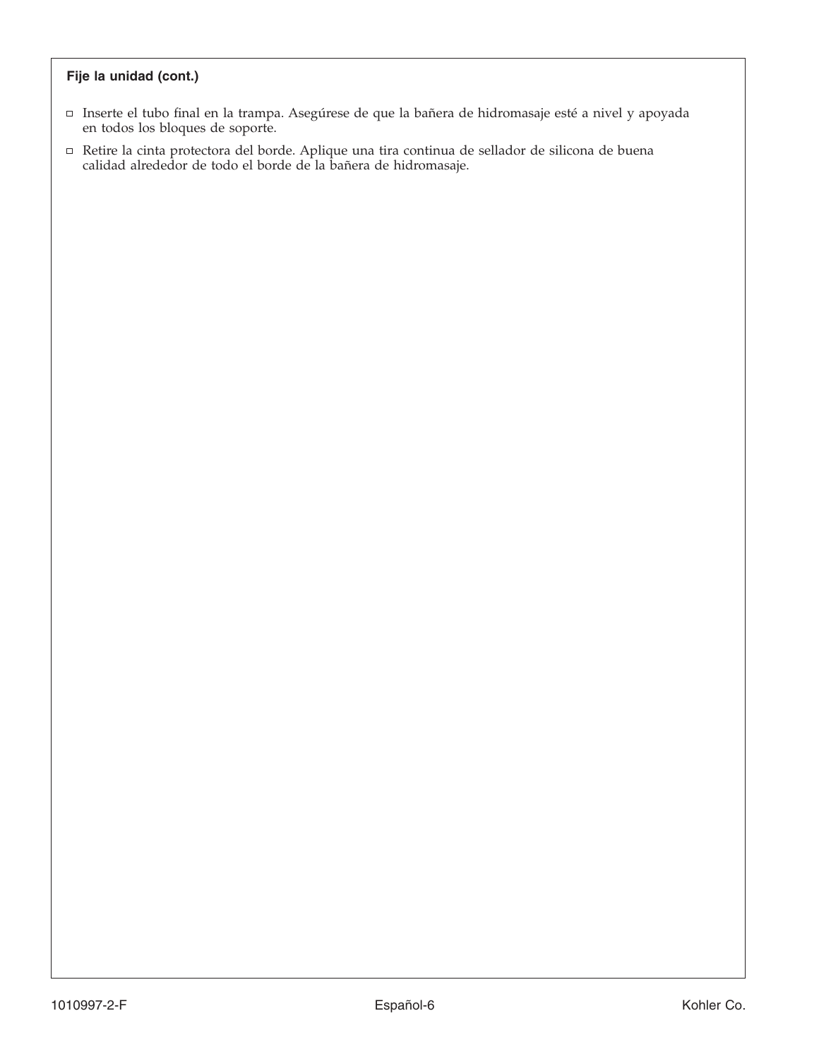**Fije la unidad (cont.)**

- Inserte el tubo final en la trampa. Asegúrese de que la bañera de hidromasaje esté a nivel y apoyada en todos los bloques de soporte.
- Retire la cinta protectora del borde. Aplique una tira continua de sellador de silicona de buena calidad alrededor de todo el borde de la bañera de hidromasaje.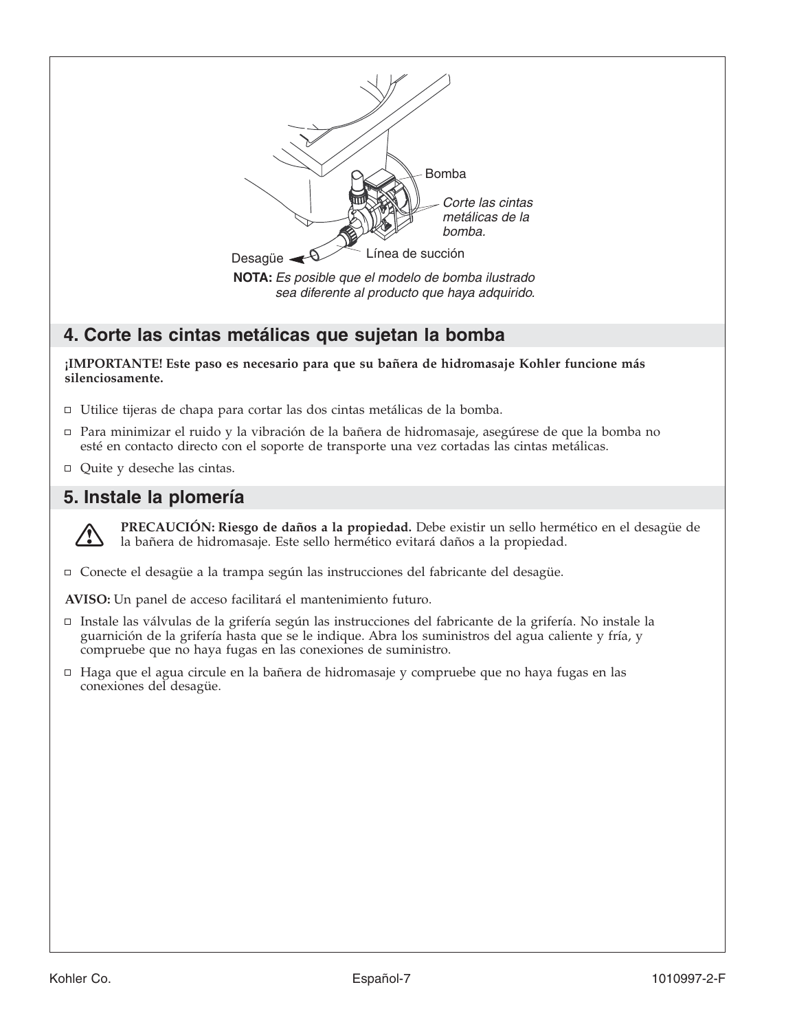Bomba

*Corte las cintas metálicas de la bomba.*

Desagüe

Línea de succión

**NOTA:** *Es posible que el modelo de bomba ilustrado sea diferente al producto que haya adquirido.*

## 4. Corte las cintas metálicas que sujetan la bomba

**¡IMPORTANTE! Este paso es necesario para que su bañera de hidromasaje Kohler funcione más silenciosamente.**

- Utilice tijeras de chapa para cortar las dos cintas metálicas de la bomba.
- Para minimizar el ruido y la vibración de la bañera de hidromasaje, asegúrese de que la bomba no esté en contacto directo con el soporte de transporte una vez cortadas las cintas metálicas.
- Quite y deseche las cintas.

## 5. Instale la plomería

**PRECAUCIÓN: Riesgo de daños a la propiedad.** Debe existir un sello hermético en el desagüe de la bañera de hidromasaje. Este sello hermético evitará daños a la propiedad.

- Conecte el desagüe a la trampa según las instrucciones del fabricante del desagüe.

**AVISO:** Un panel de acceso facilitará el mantenimiento futuro.

- Instale las válvulas de la grifería según las instrucciones del fabricante de la grifería. No instale la guarnición de la grifería hasta que se le indique. Abra los suministros del agua caliente y fría, y compruebe que no haya fugas en las conexiones de suministro.
- Haga que el agua circule en la bañera de hidromasaje y compruebe que no haya fugas en las conexiones del desagüe.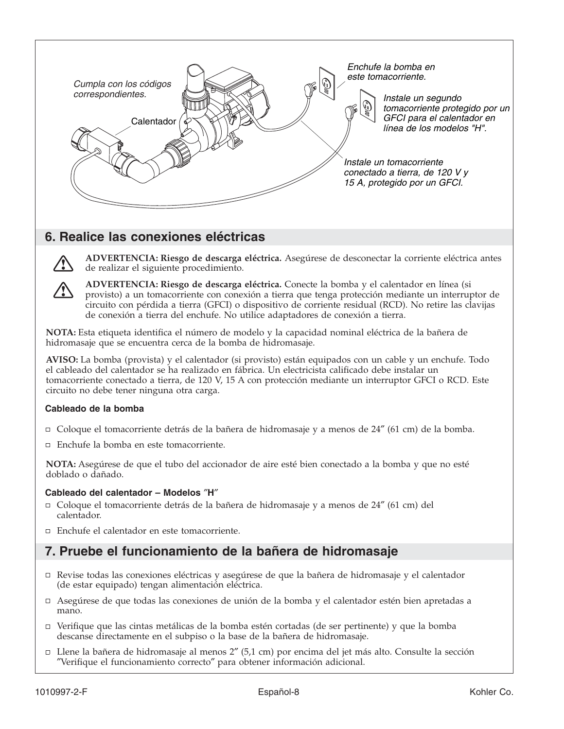Cumpla con los códigos correspondientes.

Calentador

Enchufe la bomba en este tomacorriente.

Instale un segundo tomacorriente protegido por un GFCI para el calentador en línea de los modelos "H".

Instale un tomacorriente conectado a tierra, de 120 V y 15 A, protegido por un GFCI.

## 6. Realice las conexiones eléctricas

**ADVERTENCIA: Riesgo de descarga eléctrica.** Asegúrese de desconectar la corriente eléctrica antes de realizar el siguiente procedimiento.

**ADVERTENCIA: Riesgo de descarga eléctrica.** Conecte la bomba y el calentador en línea (si provisto) a un tomacorriente con conexión a tierra que tenga protección mediante un interruptor de circuito con pérdida a tierra (GFCI) o dispositivo de corriente residual (RCD). No retire las clavijas de conexión a tierra del enchufe. No utilice adaptadores de conexión a tierra.

**NOTA:** Esta etiqueta identifica el número de modelo y la capacidad nominal eléctrica de la bañera de hidromasaje que se encuentra cerca de la bomba de hidromasaje.

**AVISO:** La bomba (provista) y el calentador (si provisto) están equipados con un cable y un enchufe. Todo el cableado del calentador se ha realizado en fábrica. Un electricista calificado debe instalar un tomacorriente conectado a tierra, de 120 V, 15 A con protección mediante un interruptor GFCI o RCD. Este circuito no debe tener ninguna otra carga.

### Cableado de la bomba

- Coloque el tomacorriente detrás de la bañera de hidromasaje y a menos de 24″ (61 cm) de la bomba.
- Enchufe la bomba en este tomacorriente.

**NOTA:** Asegúrese de que el tubo del accionador de aire esté bien conectado a la bomba y que no esté doblado o dañado.

### Cableado del calentador – Modelos ″H″

- Coloque el tomacorriente detrás de la bañera de hidromasaje y a menos de 24″ (61 cm) del calentador.
- Enchufe el calentador en este tomacorriente.

## 7. Pruebe el funcionamiento de la bañera de hidromasaje

- Revise todas las conexiones eléctricas y asegúrese de que la bañera de hidromasaje y el calentador (de estar equipado) tengan alimentación eléctrica.
- Asegúrese de que todas las conexiones de unión de la bomba y el calentador estén bien apretadas a mano.
- Verifique que las cintas metálicas de la bomba estén cortadas (de ser pertinente) y que la bomba descanse directamente en el subpiso o la base de la bañera de hidromasaje.
- Llene la bañera de hidromasaje al menos 2″ (5,1 cm) por encima del jet más alto. Consulte la sección ″Verifique el funcionamiento correcto″ para obtener información adicional.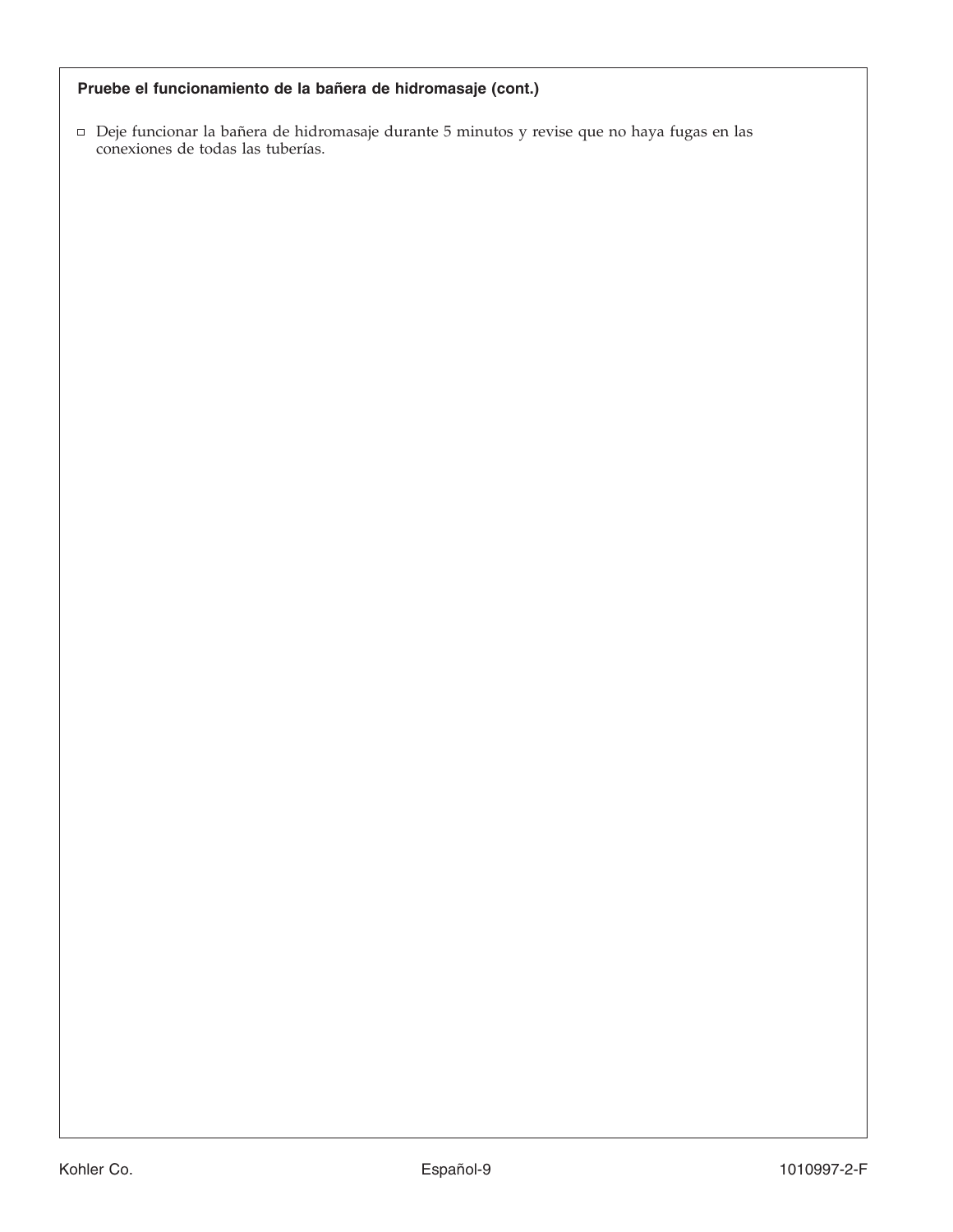**Pruebe el funcionamiento de la bañera de hidromasaje (cont.)**

- ☐ Deje funcionar la bañera de hidromasaje durante 5 minutos y revise que no haya fugas en las conexiones de todas las tuberías.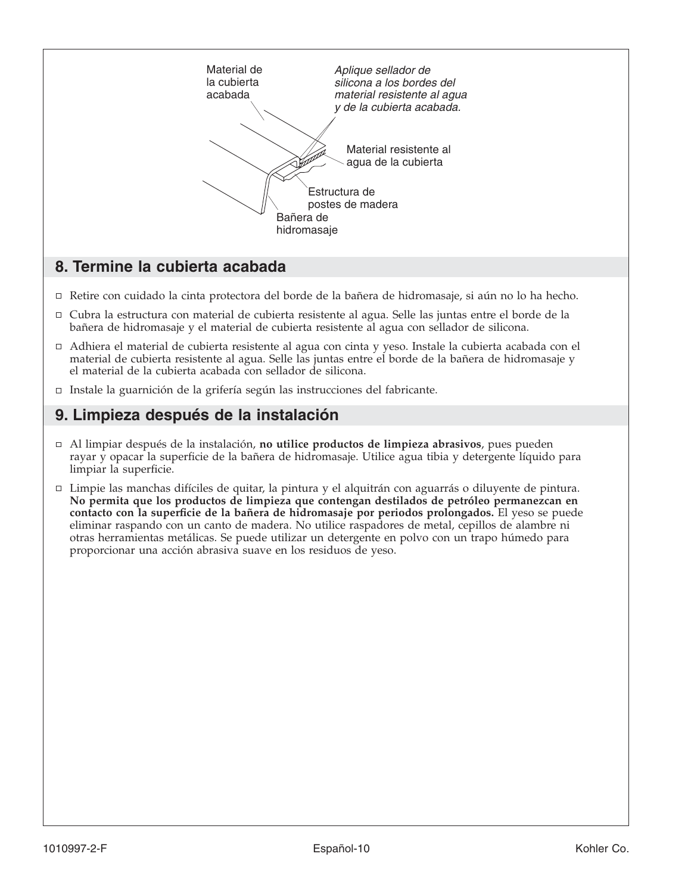Material de la cubierta acabada

*Aplique sellador de silicona a los bordes del material resistente al agua y de la cubierta acabada.*

Material resistente al agua de la cubierta

Estructura de postes de madera

Bañera de hidromasaje

## 8. Termine la cubierta acabada

- Retire con cuidado la cinta protectora del borde de la bañera de hidromasaje, si aún no lo ha hecho.
- Cubra la estructura con material de cubierta resistente al agua. Selle las juntas entre el borde de la bañera de hidromasaje y el material de cubierta resistente al agua con sellador de silicona.
- Adhiera el material de cubierta resistente al agua con cinta y yeso. Instale la cubierta acabada con el material de cubierta resistente al agua. Selle las juntas entre el borde de la bañera de hidromasaje y el material de la cubierta acabada con sellador de silicona.
- Instale la guarnición de la grifería según las instrucciones del fabricante.

## 9. Limpieza después de la instalación

- Al limpiar después de la instalación, **no utilice productos de limpieza abrasivos**, pues pueden rayar y opacar la superficie de la bañera de hidromasaje. Utilice agua tibia y detergente líquido para limpiar la superficie.
- Limpie las manchas difíciles de quitar, la pintura y el alquitrán con aguarrás o diluyente de pintura. **No permita que los productos de limpieza que contengan destilados de petróleo permanezcan en contacto con la superficie de la bañera de hidromasaje por periodos prolongados.** El yeso se puede eliminar raspando con un canto de madera. No utilice raspadores de metal, cepillos de alambre ni otras herramientas metálicas. Se puede utilizar un detergente en polvo con un trapo húmedo para proporcionar una acción abrasiva suave en los residuos de yeso.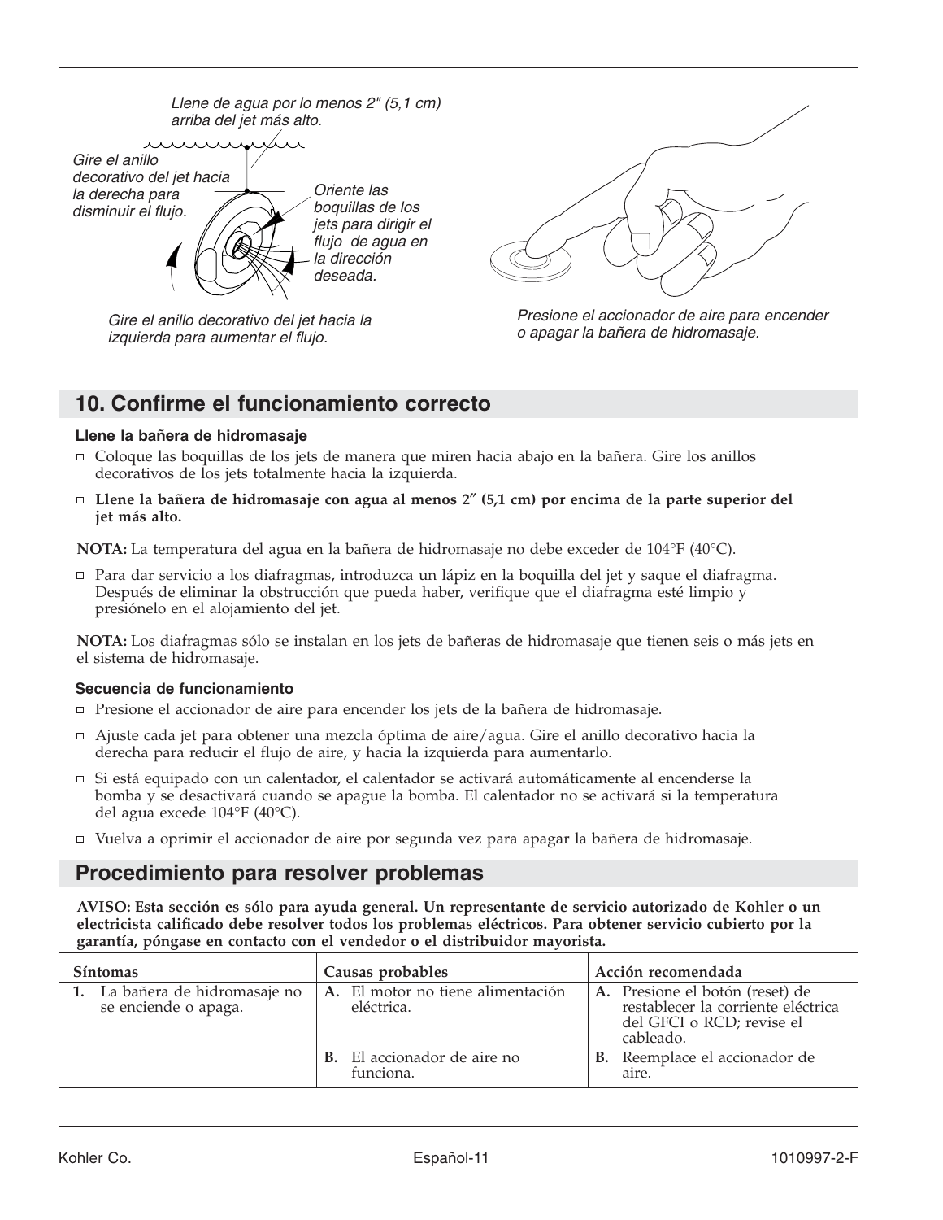Llene de agua por lo menos 2" (5,1 cm) arriba del jet más alto.

Gire el anillo decorativo del jet hacia la derecha para disminuir el flujo.

Oriente las boquillas de los jets para dirigir el flujo de agua en la dirección deseada.

Gire el anillo decorativo del jet hacia la izquierda para aumentar el flujo.

Presione el accionador de aire para encender o apagar la bañera de hidromasaje.

## 10. Confirme el funcionamiento correcto

### Llene la bañera de hidromasaje

- Coloque las boquillas de los jets de manera que miren hacia abajo en la bañera. Gire los anillos decorativos de los jets totalmente hacia la izquierda.
- **Llene la bañera de hidromasaje con agua al menos 2″ (5,1 cm) por encima de la parte superior del jet más alto.**

**NOTA:** La temperatura del agua en la bañera de hidromasaje no debe exceder de 104°F (40°C).

- Para dar servicio a los diafragmas, introduzca un lápiz en la boquilla del jet y saque el diafragma. Después de eliminar la obstrucción que pueda haber, verifique que el diafragma esté limpio y presiónelo en el alojamiento del jet.

**NOTA:** Los diafragmas sólo se instalan en los jets de bañeras de hidromasaje que tienen seis o más jets en el sistema de hidromasaje.

### Secuencia de funcionamiento

- Presione el accionador de aire para encender los jets de la bañera de hidromasaje.
- Ajuste cada jet para obtener una mezcla óptima de aire/agua. Gire el anillo decorativo hacia la derecha para reducir el flujo de aire, y hacia la izquierda para aumentarlo.
- Si está equipado con un calentador, el calentador se activará automáticamente al encenderse la bomba y se desactivará cuando se apague la bomba. El calentador no se activará si la temperatura del agua excede 104°F (40°C).
- Vuelva a oprimir el accionador de aire por segunda vez para apagar la bañera de hidromasaje.

## Procedimiento para resolver problemas

**AVISO: Esta sección es sólo para ayuda general. Un representante de servicio autorizado de Kohler o un electricista calificado debe resolver todos los problemas eléctricos. Para obtener servicio cubierto por la garantía, póngase en contacto con el vendedor o el distribuidor mayorista.**

| Síntomas | Causas probables | Acción recomendada |
|---|---|---|
| **1.** La bañera de hidromasaje no se enciende o apaga. | **A.** El motor no tiene alimentación eléctrica. | **A.** Presione el botón (reset) de restablecer la corriente eléctrica del GFCI o RCD; revise el cableado. |
| | **B.** El accionador de aire no funciona. | **B.** Reemplace el accionador de aire. |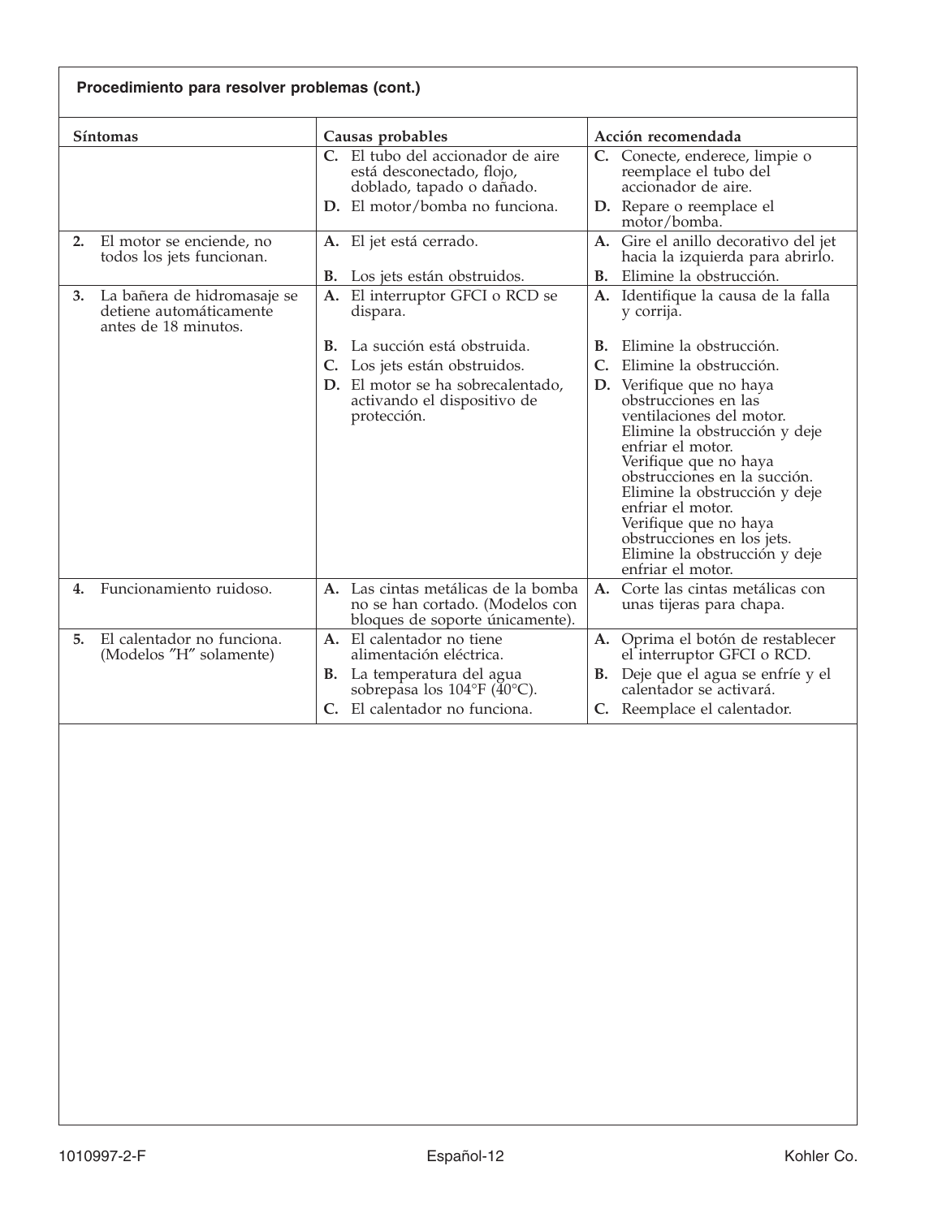**Procedimiento para resolver problemas (cont.)**

| Síntomas | Causas probables | Acción recomendada |
|---|---|---|
| | **C.** El tubo del accionador de aire está desconectado, flojo, doblado, tapado o dañado. | **C.** Conecte, enderece, limpie o reemplace el tubo del accionador de aire. |
| | **D.** El motor/bomba no funciona. | **D.** Repare o reemplace el motor/bomba. |
| **2.** El motor se enciende, no todos los jets funcionan. | **A.** El jet está cerrado. | **A.** Gire el anillo decorativo del jet hacia la izquierda para abrirlo. |
| | **B.** Los jets están obstruidos. | **B.** Elimine la obstrucción. |
| **3.** La bañera de hidromasaje se detiene automáticamente antes de 18 minutos. | **A.** El interruptor GFCI o RCD se dispara. | **A.** Identifique la causa de la falla y corrija. |
| | **B.** La succión está obstruida. | **B.** Elimine la obstrucción. |
| | **C.** Los jets están obstruidos. | **C.** Elimine la obstrucción. |
| | **D.** El motor se ha sobrecalentado, activando el dispositivo de protección. | **D.** Verifique que no haya obstrucciones en las ventilaciones del motor. Elimine la obstrucción y deje enfriar el motor. Verifique que no haya obstrucciones en la succión. Elimine la obstrucción y deje enfriar el motor. Verifique que no haya obstrucciones en los jets. Elimine la obstrucción y deje enfriar el motor. |
| **4.** Funcionamiento ruidoso. | **A.** Las cintas metálicas de la bomba no se han cortado. (Modelos con bloques de soporte únicamente). | **A.** Corte las cintas metálicas con unas tijeras para chapa. |
| **5.** El calentador no funciona. (Modelos "H" solamente) | **A.** El calentador no tiene alimentación eléctrica. | **A.** Oprima el botón de restablecer el interruptor GFCI o RCD. |
| | **B.** La temperatura del agua sobrepasa los 104°F (40°C). | **B.** Deje que el agua se enfríe y el calentador se activará. |
| | **C.** El calentador no funciona. | **C.** Reemplace el calentador. |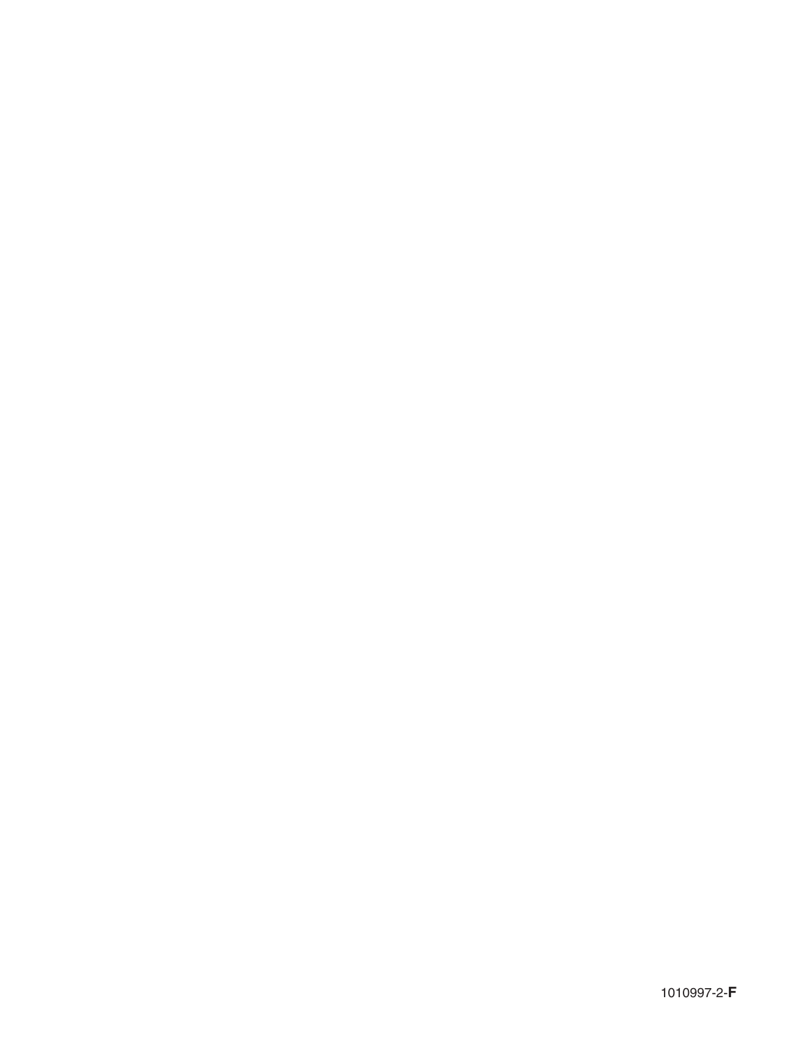1010997-2-**F**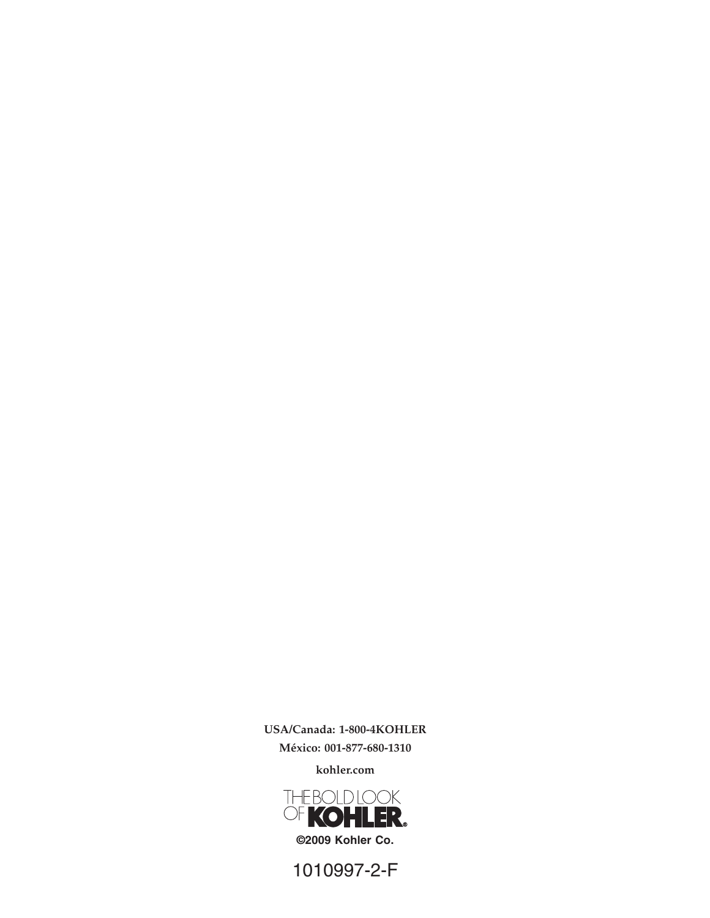**USA/Canada: 1-800-4KOHLER**

**México: 001-877-680-1310**

**kohler.com**

THE BOLD LOOK OF **KOHLER**®

**©2009 Kohler Co.**

1010997-2-F